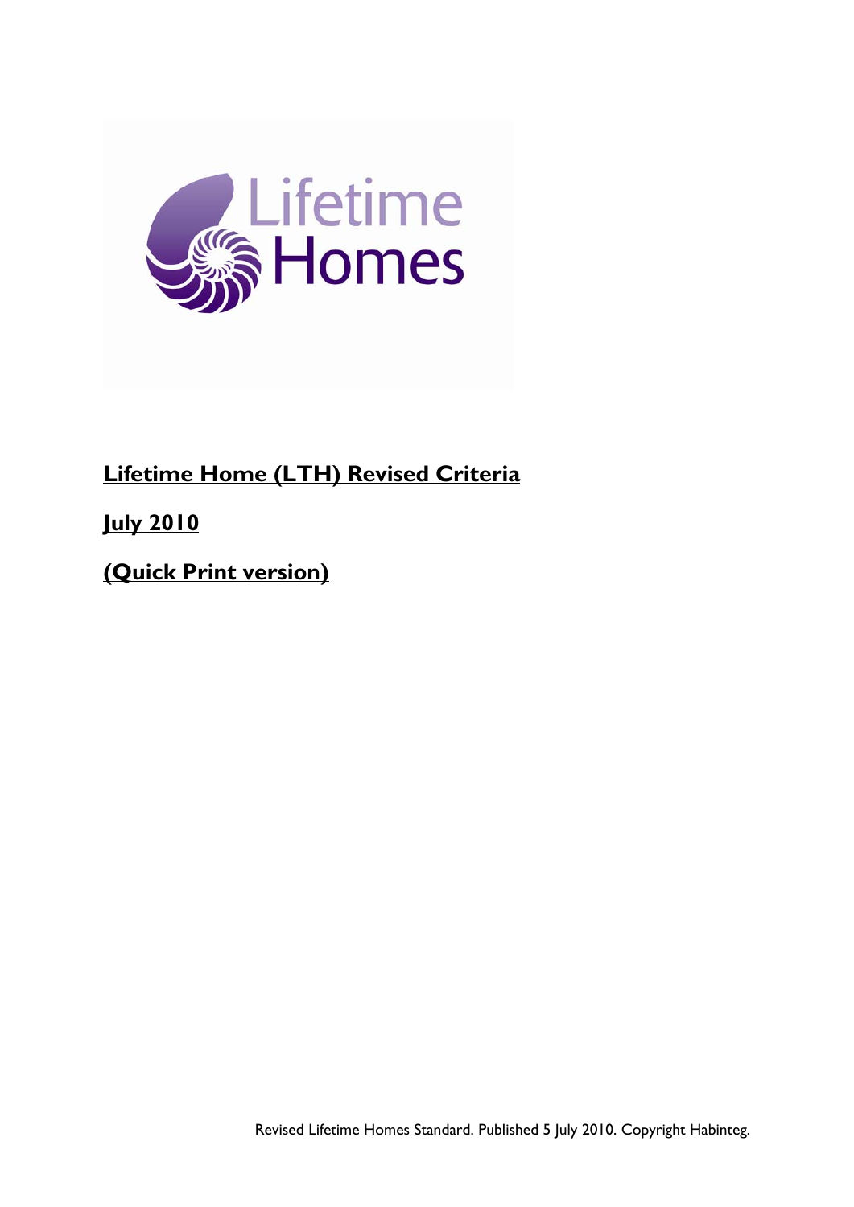Lifetime
Homes

# Lifetime Home (LTH) Revised Criteria

## July 2010

## (Quick Print version)

Revised Lifetime Homes Standard. Published 5 July 2010. Copyright Habinteg.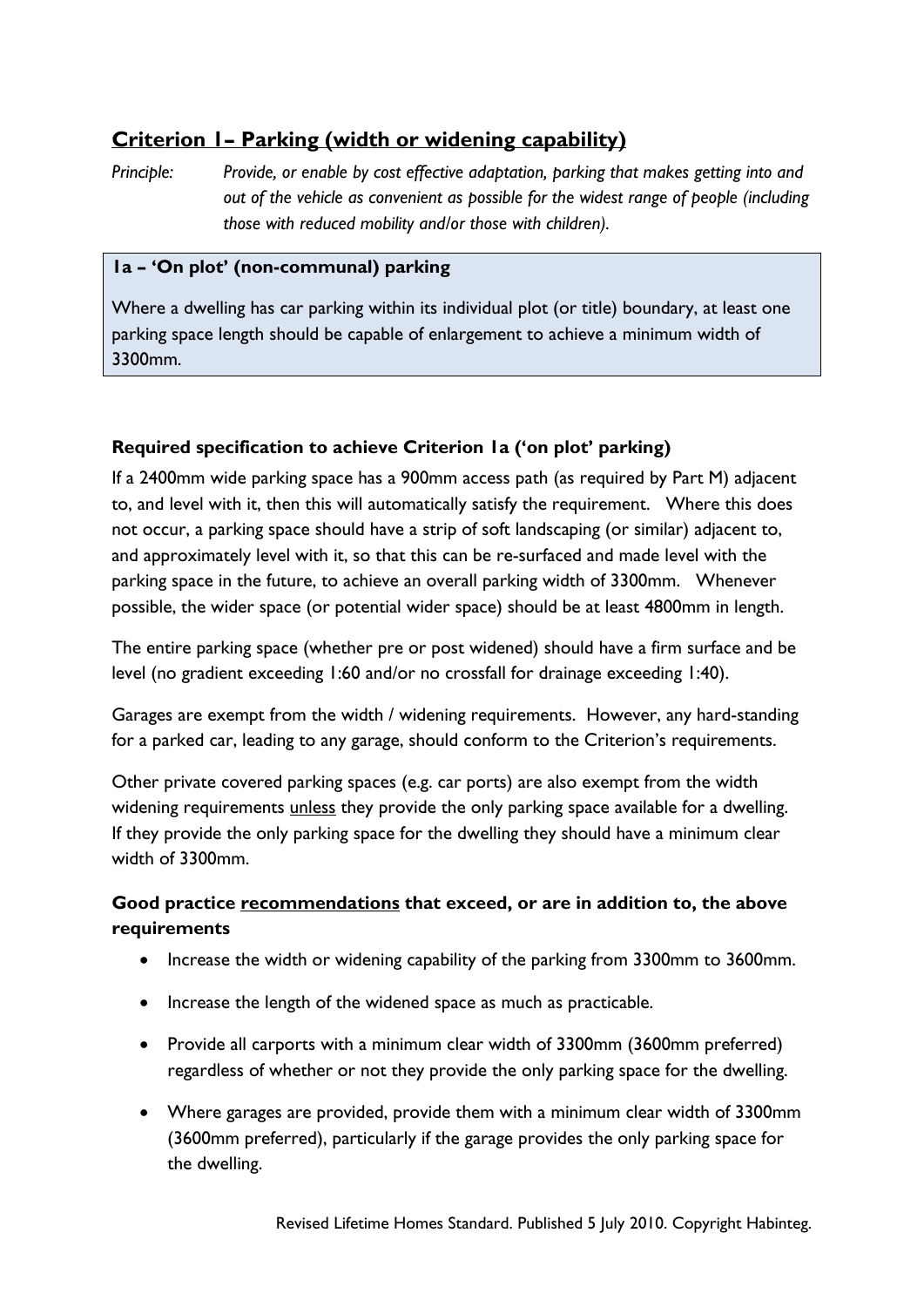## Criterion 1– Parking (width or widening capability)

*Principle:* *Provide, or enable by cost effective adaptation, parking that makes getting into and out of the vehicle as convenient as possible for the widest range of people (including those with reduced mobility and/or those with children).*

> **1a – 'On plot' (non-communal) parking**
>
> Where a dwelling has car parking within its individual plot (or title) boundary, at least one parking space length should be capable of enlargement to achieve a minimum width of 3300mm.

### Required specification to achieve Criterion 1a ('on plot' parking)

If a 2400mm wide parking space has a 900mm access path (as required by Part M) adjacent to, and level with it, then this will automatically satisfy the requirement. Where this does not occur, a parking space should have a strip of soft landscaping (or similar) adjacent to, and approximately level with it, so that this can be re-surfaced and made level with the parking space in the future, to achieve an overall parking width of 3300mm. Whenever possible, the wider space (or potential wider space) should be at least 4800mm in length.

The entire parking space (whether pre or post widened) should have a firm surface and be level (no gradient exceeding 1:60 and/or no crossfall for drainage exceeding 1:40).

Garages are exempt from the width / widening requirements. However, any hard-standing for a parked car, leading to any garage, should conform to the Criterion's requirements.

Other private covered parking spaces (e.g. car ports) are also exempt from the width widening requirements unless they provide the only parking space available for a dwelling. If they provide the only parking space for the dwelling they should have a minimum clear width of 3300mm.

### Good practice recommendations that exceed, or are in addition to, the above requirements

- Increase the width or widening capability of the parking from 3300mm to 3600mm.
- Increase the length of the widened space as much as practicable.
- Provide all carports with a minimum clear width of 3300mm (3600mm preferred) regardless of whether or not they provide the only parking space for the dwelling.
- Where garages are provided, provide them with a minimum clear width of 3300mm (3600mm preferred), particularly if the garage provides the only parking space for the dwelling.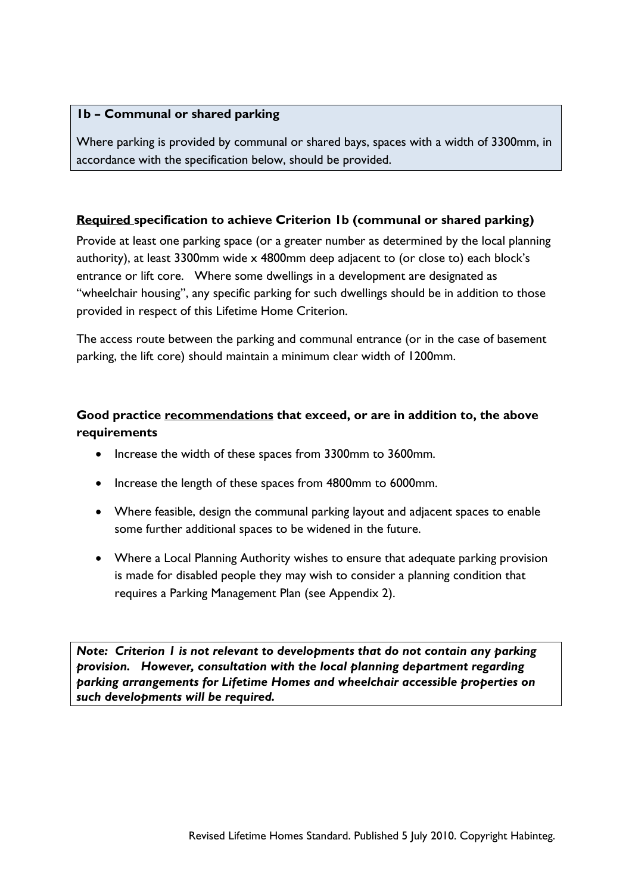**1b – Communal or shared parking**

Where parking is provided by communal or shared bays, spaces with a width of 3300mm, in accordance with the specification below, should be provided.

**Required specification to achieve Criterion 1b (communal or shared parking)**

Provide at least one parking space (or a greater number as determined by the local planning authority), at least 3300mm wide x 4800mm deep adjacent to (or close to) each block's entrance or lift core. Where some dwellings in a development are designated as "wheelchair housing", any specific parking for such dwellings should be in addition to those provided in respect of this Lifetime Home Criterion.

The access route between the parking and communal entrance (or in the case of basement parking, the lift core) should maintain a minimum clear width of 1200mm.

**Good practice recommendations that exceed, or are in addition to, the above requirements**

- Increase the width of these spaces from 3300mm to 3600mm.
- Increase the length of these spaces from 4800mm to 6000mm.
- Where feasible, design the communal parking layout and adjacent spaces to enable some further additional spaces to be widened in the future.
- Where a Local Planning Authority wishes to ensure that adequate parking provision is made for disabled people they may wish to consider a planning condition that requires a Parking Management Plan (see Appendix 2).

***Note: Criterion 1 is not relevant to developments that do not contain any parking provision. However, consultation with the local planning department regarding parking arrangements for Lifetime Homes and wheelchair accessible properties on such developments will be required.***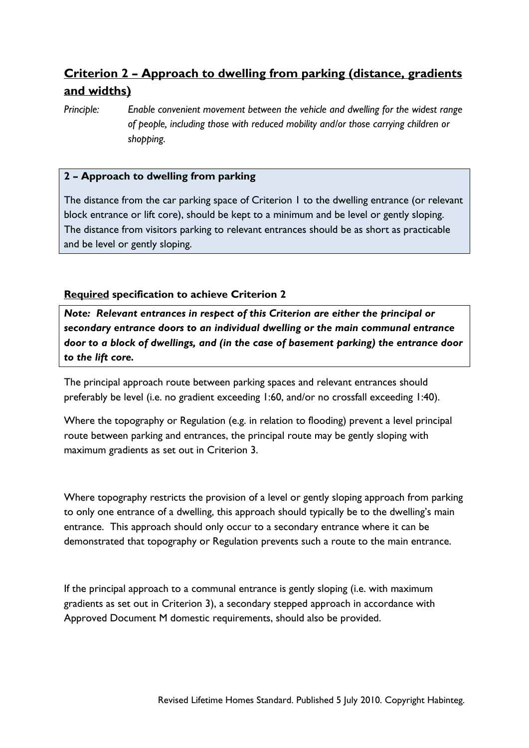## <u>Criterion 2 – Approach to dwelling from parking (distance, gradients and widths)</u>

*Principle:* *Enable convenient movement between the vehicle and dwelling for the widest range of people, including those with reduced mobility and/or those carrying children or shopping.*

> **2 – Approach to dwelling from parking**
>
> The distance from the car parking space of Criterion 1 to the dwelling entrance (or relevant block entrance or lift core), should be kept to a minimum and be level or gently sloping. The distance from visitors parking to relevant entrances should be as short as practicable and be level or gently sloping.

### <u>Required</u> specification to achieve Criterion 2

> ***Note: Relevant entrances in respect of this Criterion are either the principal or secondary entrance doors to an individual dwelling or the main communal entrance door to a block of dwellings, and (in the case of basement parking) the entrance door to the lift core.***

The principal approach route between parking spaces and relevant entrances should preferably be level (i.e. no gradient exceeding 1:60, and/or no crossfall exceeding 1:40).

Where the topography or Regulation (e.g. in relation to flooding) prevent a level principal route between parking and entrances, the principal route may be gently sloping with maximum gradients as set out in Criterion 3.

Where topography restricts the provision of a level or gently sloping approach from parking to only one entrance of a dwelling, this approach should typically be to the dwelling's main entrance. This approach should only occur to a secondary entrance where it can be demonstrated that topography or Regulation prevents such a route to the main entrance.

If the principal approach to a communal entrance is gently sloping (i.e. with maximum gradients as set out in Criterion 3), a secondary stepped approach in accordance with Approved Document M domestic requirements, should also be provided.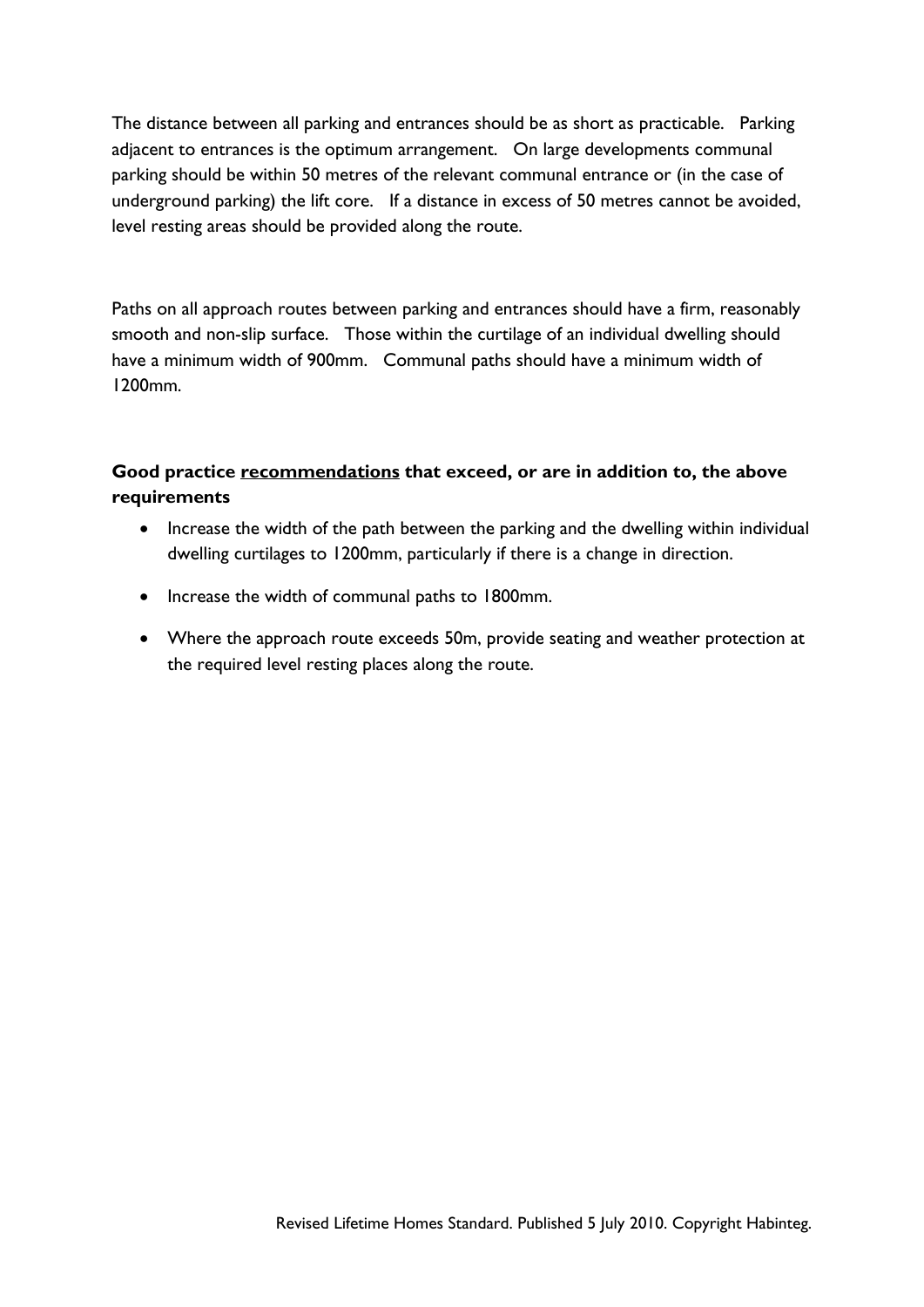The distance between all parking and entrances should be as short as practicable. Parking adjacent to entrances is the optimum arrangement. On large developments communal parking should be within 50 metres of the relevant communal entrance or (in the case of underground parking) the lift core. If a distance in excess of 50 metres cannot be avoided, level resting areas should be provided along the route.

Paths on all approach routes between parking and entrances should have a firm, reasonably smooth and non-slip surface. Those within the curtilage of an individual dwelling should have a minimum width of 900mm. Communal paths should have a minimum width of 1200mm.

**Good practice <u>recommendations</u> that exceed, or are in addition to, the above requirements**

- Increase the width of the path between the parking and the dwelling within individual dwelling curtilages to 1200mm, particularly if there is a change in direction.
- Increase the width of communal paths to 1800mm.
- Where the approach route exceeds 50m, provide seating and weather protection at the required level resting places along the route.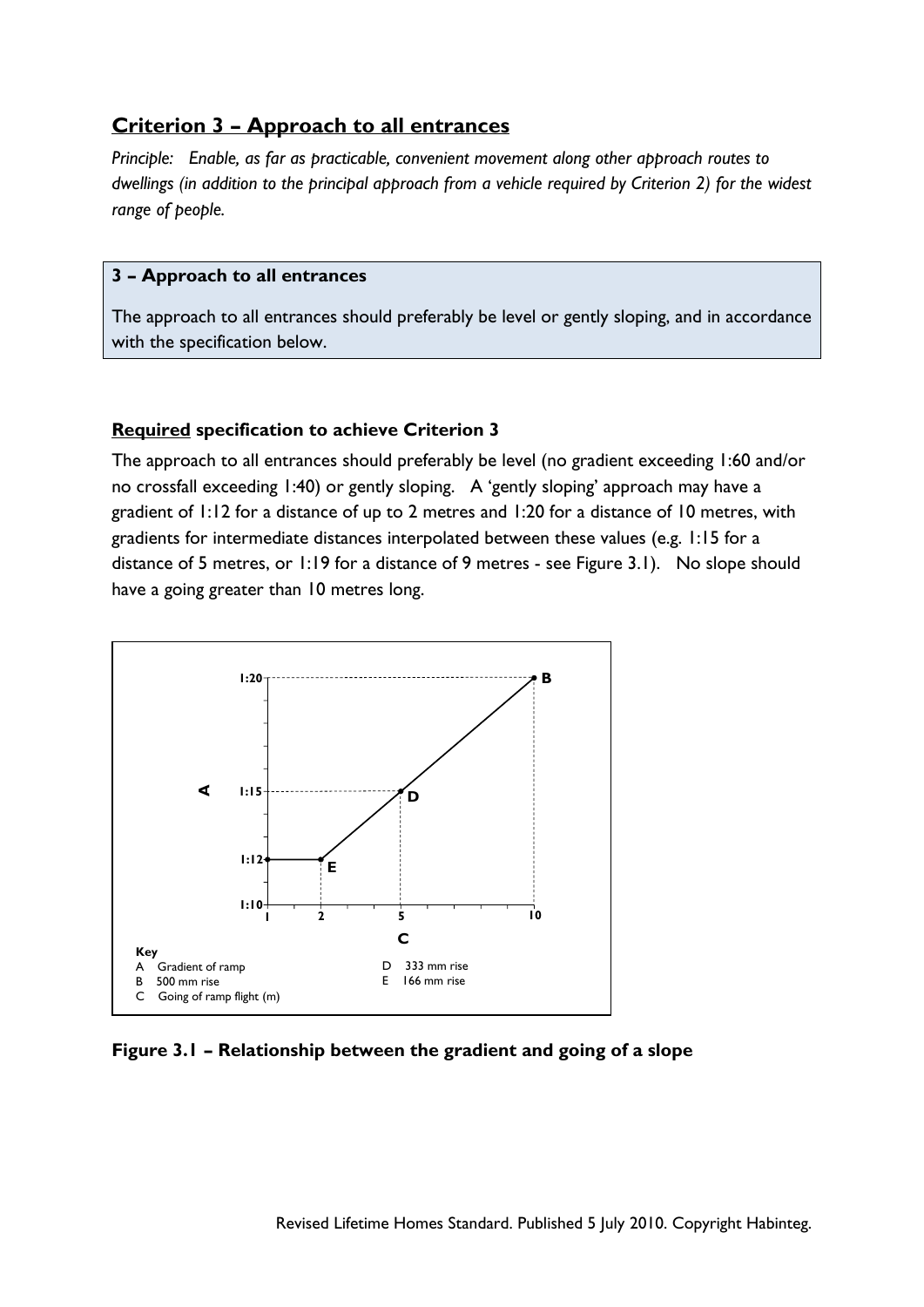## Criterion 3 – Approach to all entrances

*Principle: Enable, as far as practicable, convenient movement along other approach routes to dwellings (in addition to the principal approach from a vehicle required by Criterion 2) for the widest range of people.*

**3 – Approach to all entrances**

The approach to all entrances should preferably be level or gently sloping, and in accordance with the specification below.

### **Required** specification to achieve Criterion 3

The approach to all entrances should preferably be level (no gradient exceeding 1:60 and/or no crossfall exceeding 1:40) or gently sloping. A 'gently sloping' approach may have a gradient of 1:12 for a distance of up to 2 metres and 1:20 for a distance of 10 metres, with gradients for intermediate distances interpolated between these values (e.g. 1:15 for a distance of 5 metres, or 1:19 for a distance of 9 metres - see Figure 3.1). No slope should have a going greater than 10 metres long.

**Key**

- A Gradient of ramp
- B 500 mm rise
- C Going of ramp flight (m)
- D 333 mm rise
- E 166 mm rise

**Figure 3.1 – Relationship between the gradient and going of a slope**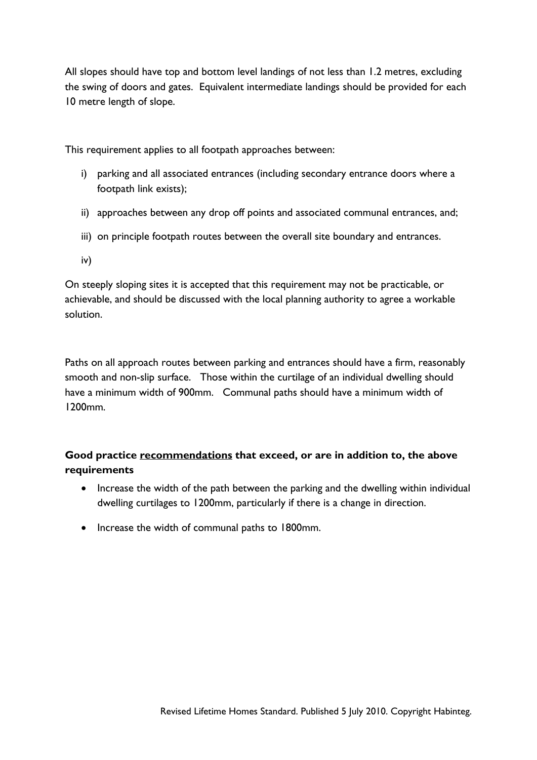All slopes should have top and bottom level landings of not less than 1.2 metres, excluding the swing of doors and gates. Equivalent intermediate landings should be provided for each 10 metre length of slope.

This requirement applies to all footpath approaches between:

i) parking and all associated entrances (including secondary entrance doors where a footpath link exists);

ii) approaches between any drop off points and associated communal entrances, and;

iii) on principle footpath routes between the overall site boundary and entrances.

iv)

On steeply sloping sites it is accepted that this requirement may not be practicable, or achievable, and should be discussed with the local planning authority to agree a workable solution.

Paths on all approach routes between parking and entrances should have a firm, reasonably smooth and non-slip surface. Those within the curtilage of an individual dwelling should have a minimum width of 900mm. Communal paths should have a minimum width of 1200mm.

**Good practice recommendations that exceed, or are in addition to, the above requirements**

- Increase the width of the path between the parking and the dwelling within individual dwelling curtilages to 1200mm, particularly if there is a change in direction.
- Increase the width of communal paths to 1800mm.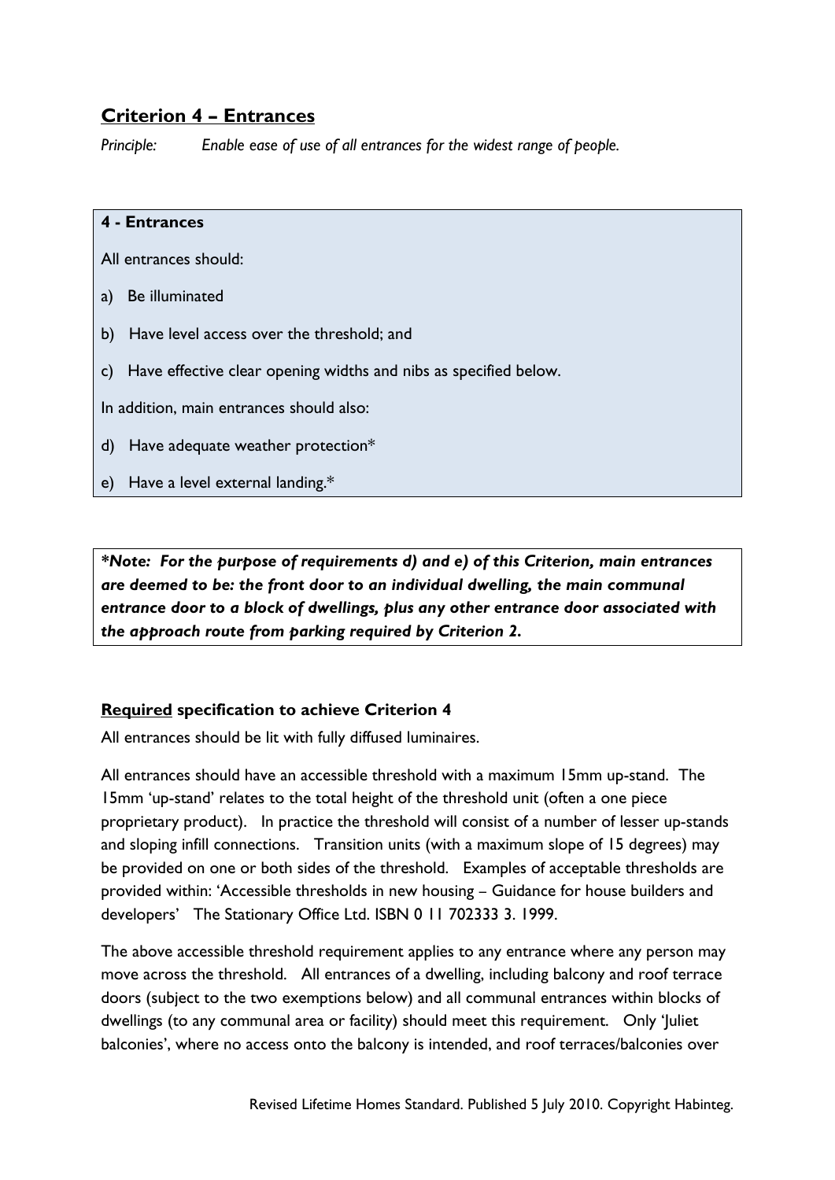## Criterion 4 – Entrances

*Principle: Enable ease of use of all entrances for the widest range of people.*

**4 - Entrances**

All entrances should:

a) Be illuminated

b) Have level access over the threshold; and

c) Have effective clear opening widths and nibs as specified below.

In addition, main entrances should also:

d) Have adequate weather protection*

e) Have a level external landing.*

***Note: For the purpose of requirements d) and e) of this Criterion, main entrances are deemed to be: the front door to an individual dwelling, the main communal entrance door to a block of dwellings, plus any other entrance door associated with the approach route from parking required by Criterion 2.***

### **Required** specification to achieve Criterion 4

All entrances should be lit with fully diffused luminaires.

All entrances should have an accessible threshold with a maximum 15mm up-stand. The 15mm 'up-stand' relates to the total height of the threshold unit (often a one piece proprietary product). In practice the threshold will consist of a number of lesser up-stands and sloping infill connections. Transition units (with a maximum slope of 15 degrees) may be provided on one or both sides of the threshold. Examples of acceptable thresholds are provided within: 'Accessible thresholds in new housing – Guidance for house builders and developers' The Stationary Office Ltd. ISBN 0 11 702333 3. 1999.

The above accessible threshold requirement applies to any entrance where any person may move across the threshold. All entrances of a dwelling, including balcony and roof terrace doors (subject to the two exemptions below) and all communal entrances within blocks of dwellings (to any communal area or facility) should meet this requirement. Only 'Juliet balconies', where no access onto the balcony is intended, and roof terraces/balconies over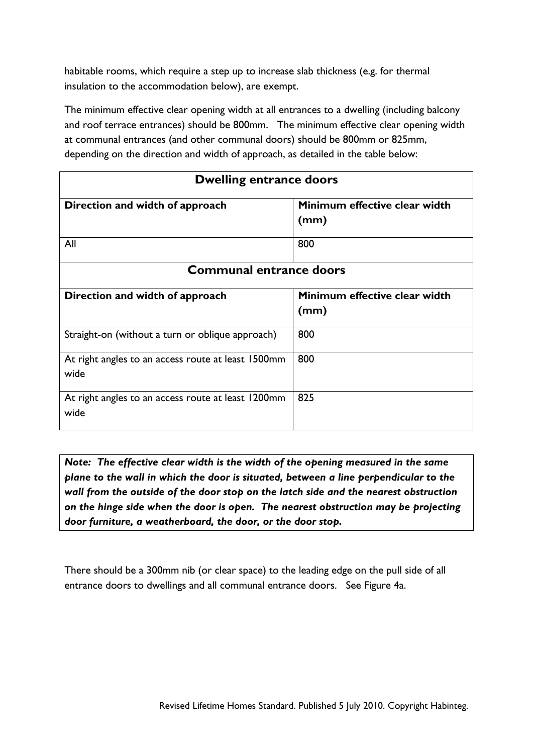habitable rooms, which require a step up to increase slab thickness (e.g. for thermal insulation to the accommodation below), are exempt.

The minimum effective clear opening width at all entrances to a dwelling (including balcony and roof terrace entrances) should be 800mm. The minimum effective clear opening width at communal entrances (and other communal doors) should be 800mm or 825mm, depending on the direction and width of approach, as detailed in the table below:

| **Dwelling entrance doors** | |
|---|---|
| **Direction and width of approach** | **Minimum effective clear width (mm)** |
| All | 800 |
| **Communal entrance doors** | |
| **Direction and width of approach** | **Minimum effective clear width (mm)** |
| Straight-on (without a turn or oblique approach) | 800 |
| At right angles to an access route at least 1500mm wide | 800 |
| At right angles to an access route at least 1200mm wide | 825 |

***Note: The effective clear width is the width of the opening measured in the same plane to the wall in which the door is situated, between a line perpendicular to the wall from the outside of the door stop on the latch side and the nearest obstruction on the hinge side when the door is open. The nearest obstruction may be projecting door furniture, a weatherboard, the door, or the door stop.***

There should be a 300mm nib (or clear space) to the leading edge on the pull side of all entrance doors to dwellings and all communal entrance doors. See Figure 4a.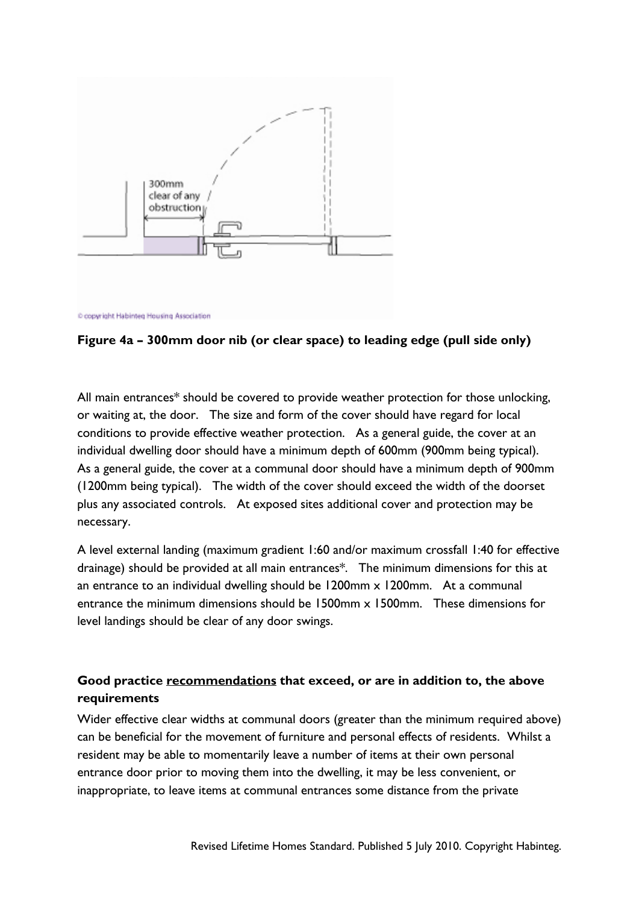**Figure 4a – 300mm door nib (or clear space) to leading edge (pull side only)**

All main entrances* should be covered to provide weather protection for those unlocking, or waiting at, the door. The size and form of the cover should have regard for local conditions to provide effective weather protection. As a general guide, the cover at an individual dwelling door should have a minimum depth of 600mm (900mm being typical). As a general guide, the cover at a communal door should have a minimum depth of 900mm (1200mm being typical). The width of the cover should exceed the width of the doorset plus any associated controls. At exposed sites additional cover and protection may be necessary.

A level external landing (maximum gradient 1:60 and/or maximum crossfall 1:40 for effective drainage) should be provided at all main entrances*. The minimum dimensions for this at an entrance to an individual dwelling should be 1200mm x 1200mm. At a communal entrance the minimum dimensions should be 1500mm x 1500mm. These dimensions for level landings should be clear of any door swings.

### Good practice recommendations that exceed, or are in addition to, the above requirements

Wider effective clear widths at communal doors (greater than the minimum required above) can be beneficial for the movement of furniture and personal effects of residents. Whilst a resident may be able to momentarily leave a number of items at their own personal entrance door prior to moving them into the dwelling, it may be less convenient, or inappropriate, to leave items at communal entrances some distance from the private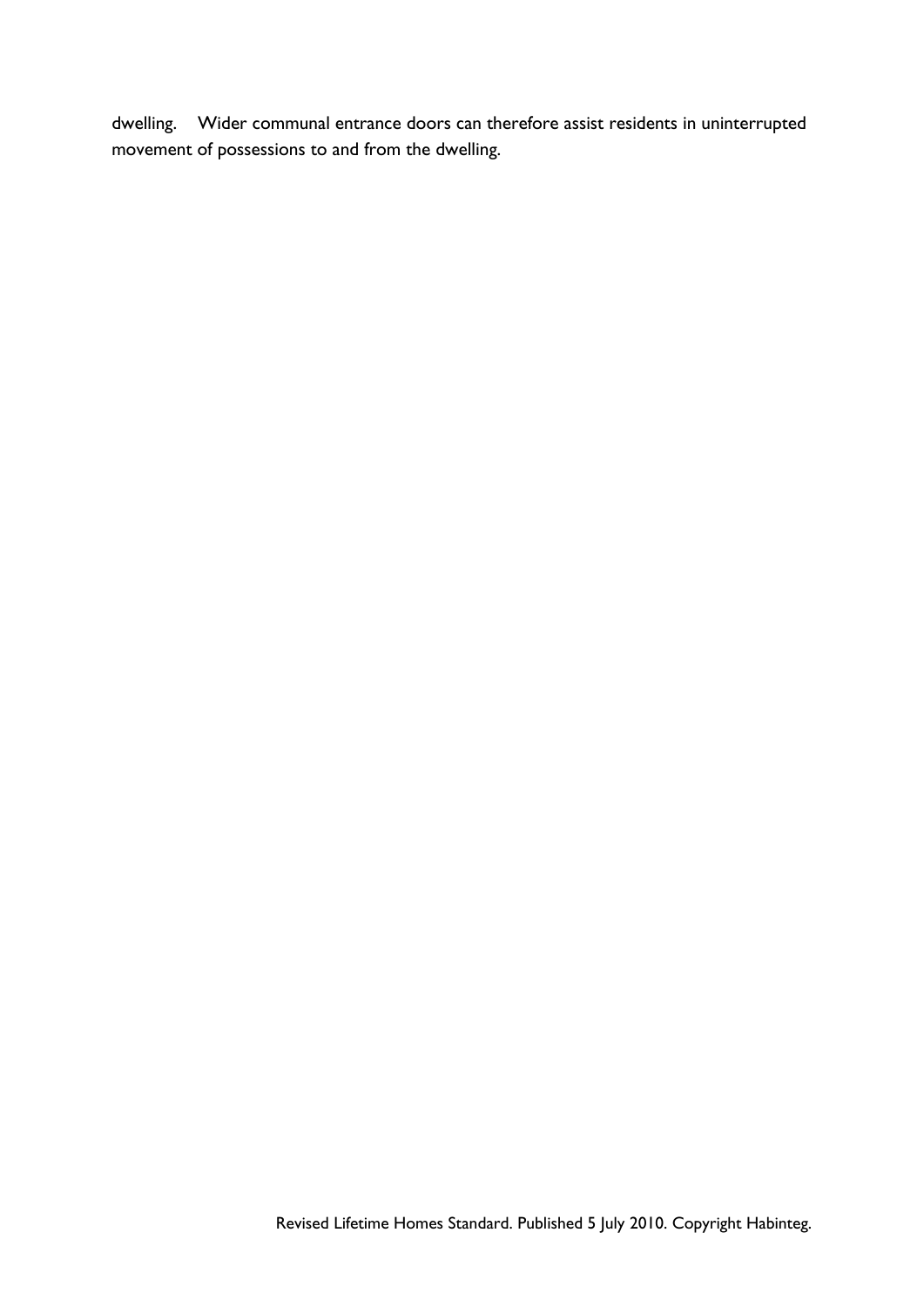dwelling. Wider communal entrance doors can therefore assist residents in uninterrupted movement of possessions to and from the dwelling.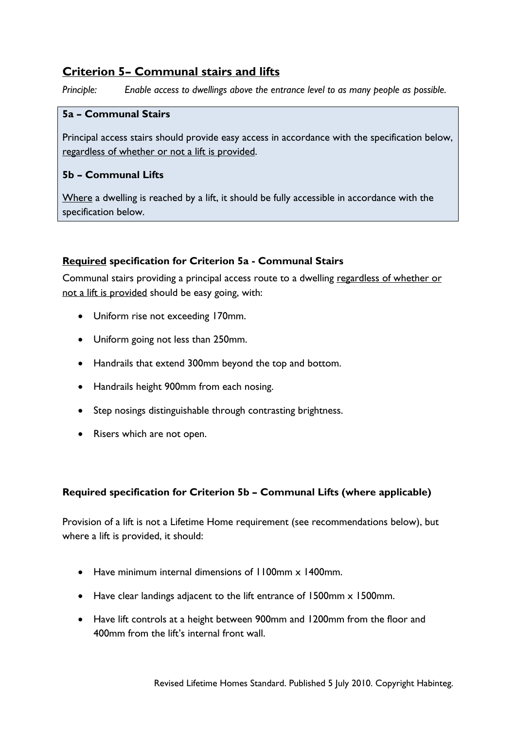## Criterion 5– Communal stairs and lifts

*Principle: Enable access to dwellings above the entrance level to as many people as possible.*

**5a – Communal Stairs**

Principal access stairs should provide easy access in accordance with the specification below, regardless of whether or not a lift is provided.

**5b – Communal Lifts**

Where a dwelling is reached by a lift, it should be fully accessible in accordance with the specification below.

### Required specification for Criterion 5a - Communal Stairs

Communal stairs providing a principal access route to a dwelling regardless of whether or not a lift is provided should be easy going, with:

- Uniform rise not exceeding 170mm.
- Uniform going not less than 250mm.
- Handrails that extend 300mm beyond the top and bottom.
- Handrails height 900mm from each nosing.
- Step nosings distinguishable through contrasting brightness.
- Risers which are not open.

### Required specification for Criterion 5b – Communal Lifts (where applicable)

Provision of a lift is not a Lifetime Home requirement (see recommendations below), but where a lift is provided, it should:

- Have minimum internal dimensions of 1100mm x 1400mm.
- Have clear landings adjacent to the lift entrance of 1500mm x 1500mm.
- Have lift controls at a height between 900mm and 1200mm from the floor and 400mm from the lift's internal front wall.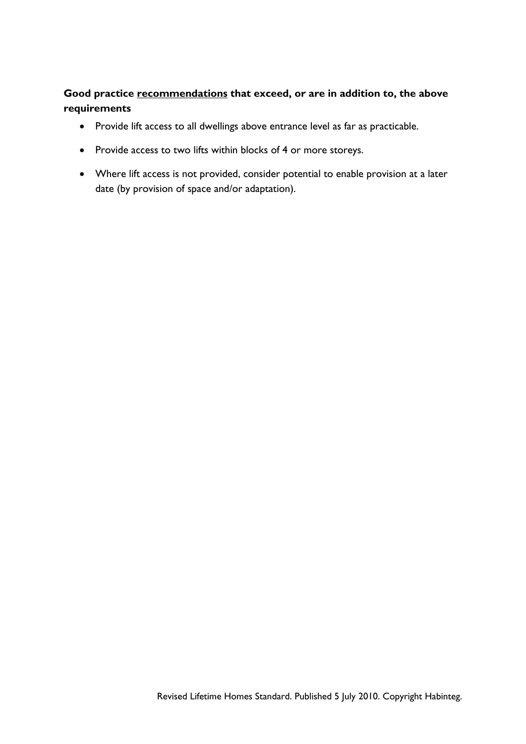**Good practice <u>recommendations</u> that exceed, or are in addition to, the above requirements**

- Provide lift access to all dwellings above entrance level as far as practicable.
- Provide access to two lifts within blocks of 4 or more storeys.
- Where lift access is not provided, consider potential to enable provision at a later date (by provision of space and/or adaptation).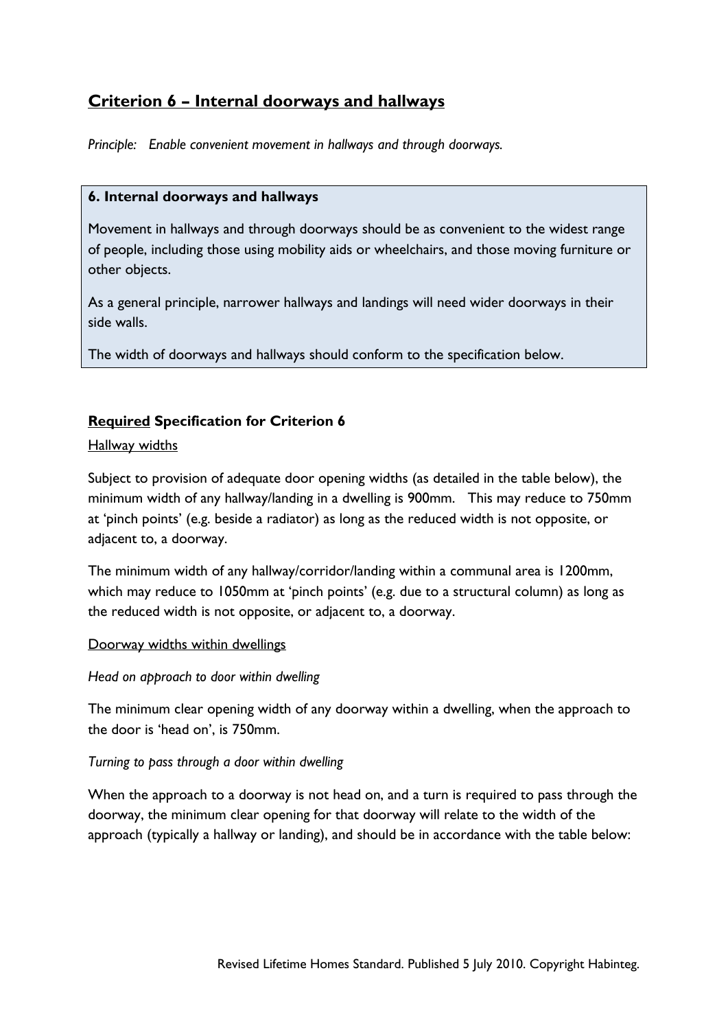## Criterion 6 – Internal doorways and hallways

*Principle: Enable convenient movement in hallways and through doorways.*

**6. Internal doorways and hallways**

Movement in hallways and through doorways should be as convenient to the widest range of people, including those using mobility aids or wheelchairs, and those moving furniture or other objects.

As a general principle, narrower hallways and landings will need wider doorways in their side walls.

The width of doorways and hallways should conform to the specification below.

### Required Specification for Criterion 6

Hallway widths

Subject to provision of adequate door opening widths (as detailed in the table below), the minimum width of any hallway/landing in a dwelling is 900mm. This may reduce to 750mm at 'pinch points' (e.g. beside a radiator) as long as the reduced width is not opposite, or adjacent to, a doorway.

The minimum width of any hallway/corridor/landing within a communal area is 1200mm, which may reduce to 1050mm at 'pinch points' (e.g. due to a structural column) as long as the reduced width is not opposite, or adjacent to, a doorway.

Doorway widths within dwellings

*Head on approach to door within dwelling*

The minimum clear opening width of any doorway within a dwelling, when the approach to the door is 'head on', is 750mm.

*Turning to pass through a door within dwelling*

When the approach to a doorway is not head on, and a turn is required to pass through the doorway, the minimum clear opening for that doorway will relate to the width of the approach (typically a hallway or landing), and should be in accordance with the table below: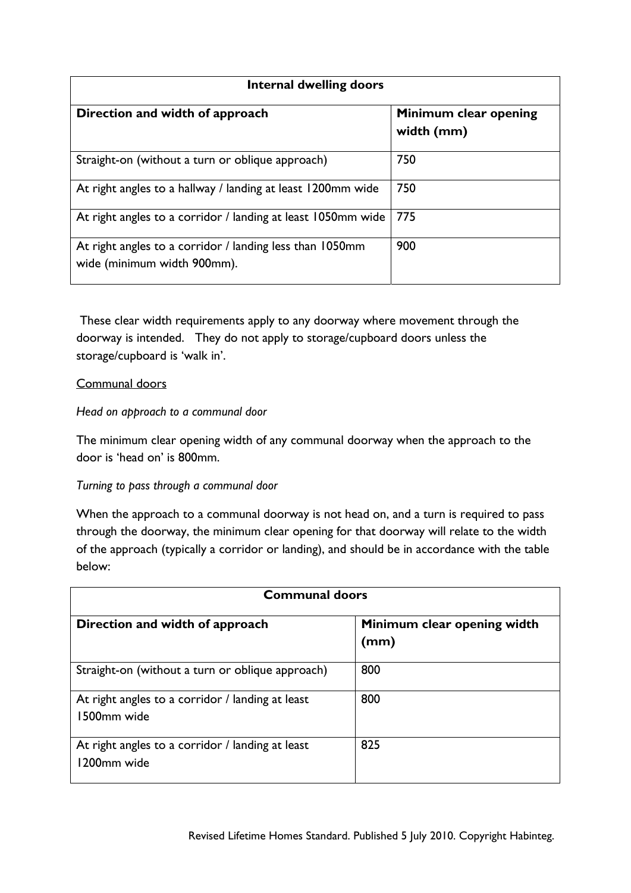| Internal dwelling doors | |
|---|---|
| **Direction and width of approach** | **Minimum clear opening width (mm)** |
| Straight-on (without a turn or oblique approach) | 750 |
| At right angles to a hallway / landing at least 1200mm wide | 750 |
| At right angles to a corridor / landing at least 1050mm wide | 775 |
| At right angles to a corridor / landing less than 1050mm wide (minimum width 900mm). | 900 |

These clear width requirements apply to any doorway where movement through the doorway is intended. They do not apply to storage/cupboard doors unless the storage/cupboard is 'walk in'.

<u>Communal doors</u>

*Head on approach to a communal door*

The minimum clear opening width of any communal doorway when the approach to the door is 'head on' is 800mm.

*Turning to pass through a communal door*

When the approach to a communal doorway is not head on, and a turn is required to pass through the doorway, the minimum clear opening for that doorway will relate to the width of the approach (typically a corridor or landing), and should be in accordance with the table below:

| Communal doors | |
|---|---|
| **Direction and width of approach** | **Minimum clear opening width (mm)** |
| Straight-on (without a turn or oblique approach) | 800 |
| At right angles to a corridor / landing at least 1500mm wide | 800 |
| At right angles to a corridor / landing at least 1200mm wide | 825 |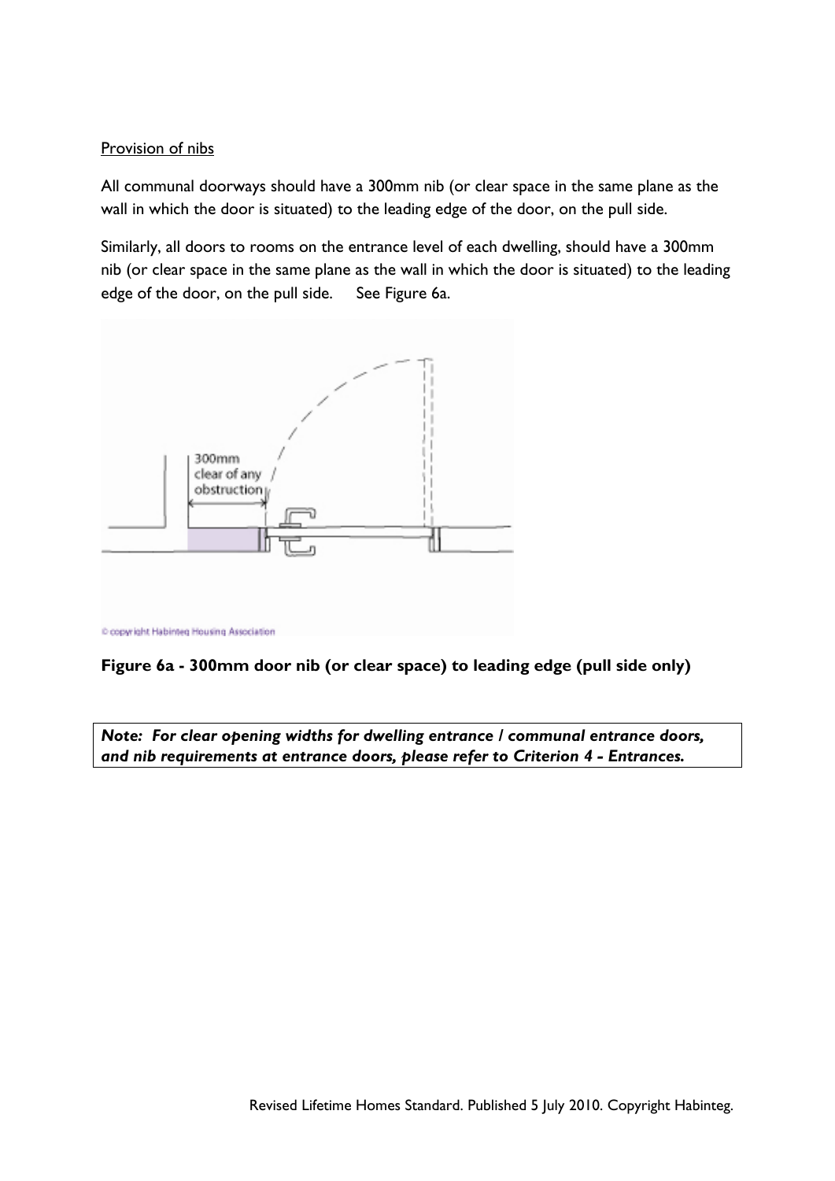Provision of nibs

All communal doorways should have a 300mm nib (or clear space in the same plane as the wall in which the door is situated) to the leading edge of the door, on the pull side.

Similarly, all doors to rooms on the entrance level of each dwelling, should have a 300mm nib (or clear space in the same plane as the wall in which the door is situated) to the leading edge of the door, on the pull side. See Figure 6a.

**Figure 6a - 300mm door nib (or clear space) to leading edge (pull side only)**

> ***Note: For clear opening widths for dwelling entrance / communal entrance doors, and nib requirements at entrance doors, please refer to Criterion 4 - Entrances.***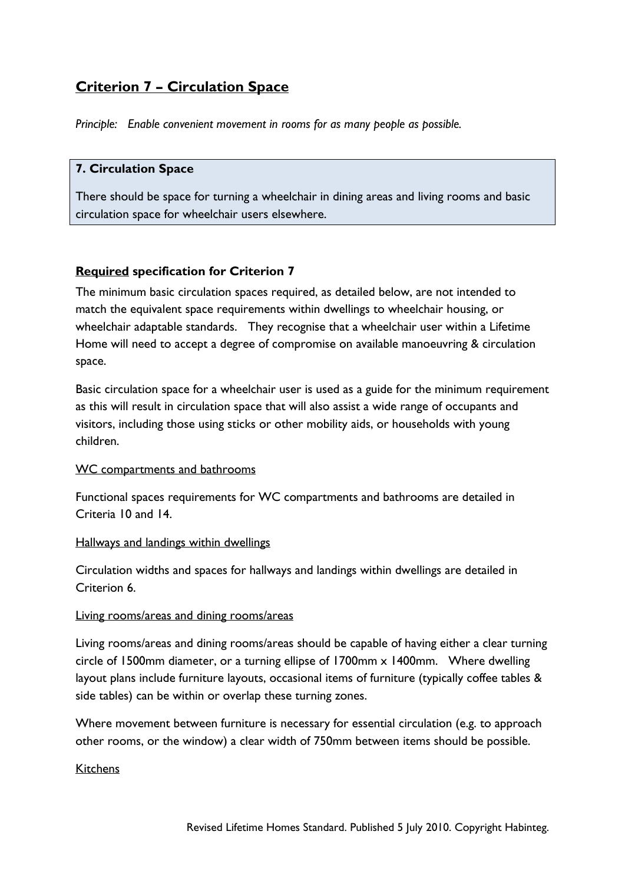## Criterion 7 – Circulation Space

*Principle: Enable convenient movement in rooms for as many people as possible.*

**7. Circulation Space**

There should be space for turning a wheelchair in dining areas and living rooms and basic circulation space for wheelchair users elsewhere.

### Required specification for Criterion 7

The minimum basic circulation spaces required, as detailed below, are not intended to match the equivalent space requirements within dwellings to wheelchair housing, or wheelchair adaptable standards. They recognise that a wheelchair user within a Lifetime Home will need to accept a degree of compromise on available manoeuvring & circulation space.

Basic circulation space for a wheelchair user is used as a guide for the minimum requirement as this will result in circulation space that will also assist a wide range of occupants and visitors, including those using sticks or other mobility aids, or households with young children.

WC compartments and bathrooms

Functional spaces requirements for WC compartments and bathrooms are detailed in Criteria 10 and 14.

Hallways and landings within dwellings

Circulation widths and spaces for hallways and landings within dwellings are detailed in Criterion 6.

Living rooms/areas and dining rooms/areas

Living rooms/areas and dining rooms/areas should be capable of having either a clear turning circle of 1500mm diameter, or a turning ellipse of 1700mm x 1400mm. Where dwelling layout plans include furniture layouts, occasional items of furniture (typically coffee tables & side tables) can be within or overlap these turning zones.

Where movement between furniture is necessary for essential circulation (e.g. to approach other rooms, or the window) a clear width of 750mm between items should be possible.

Kitchens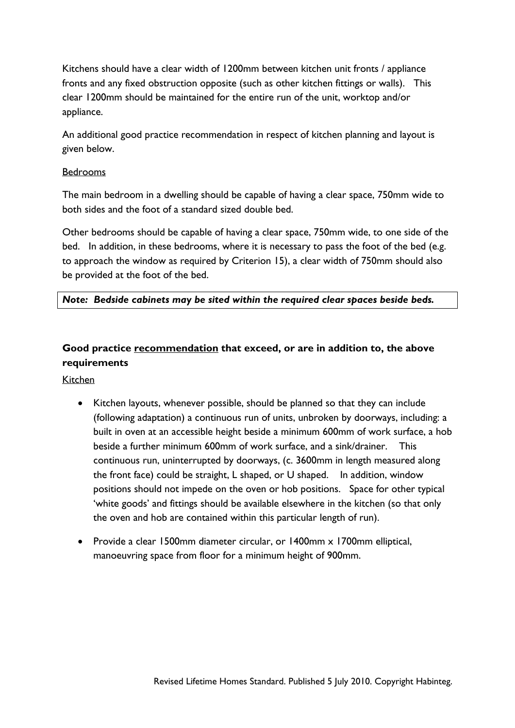Kitchens should have a clear width of 1200mm between kitchen unit fronts / appliance fronts and any fixed obstruction opposite (such as other kitchen fittings or walls). This clear 1200mm should be maintained for the entire run of the unit, worktop and/or appliance.

An additional good practice recommendation in respect of kitchen planning and layout is given below.

<u>Bedrooms</u>

The main bedroom in a dwelling should be capable of having a clear space, 750mm wide to both sides and the foot of a standard sized double bed.

Other bedrooms should be capable of having a clear space, 750mm wide, to one side of the bed. In addition, in these bedrooms, where it is necessary to pass the foot of the bed (e.g. to approach the window as required by Criterion 15), a clear width of 750mm should also be provided at the foot of the bed.

***Note: Bedside cabinets may be sited within the required clear spaces beside beds.***

### Good practice <u>recommendation</u> that exceed, or are in addition to, the above requirements

<u>Kitchen</u>

- Kitchen layouts, whenever possible, should be planned so that they can include (following adaptation) a continuous run of units, unbroken by doorways, including: a built in oven at an accessible height beside a minimum 600mm of work surface, a hob beside a further minimum 600mm of work surface, and a sink/drainer. This continuous run, uninterrupted by doorways, (c. 3600mm in length measured along the front face) could be straight, L shaped, or U shaped. In addition, window positions should not impede on the oven or hob positions. Space for other typical 'white goods' and fittings should be available elsewhere in the kitchen (so that only the oven and hob are contained within this particular length of run).

- Provide a clear 1500mm diameter circular, or 1400mm x 1700mm elliptical, manoeuvring space from floor for a minimum height of 900mm.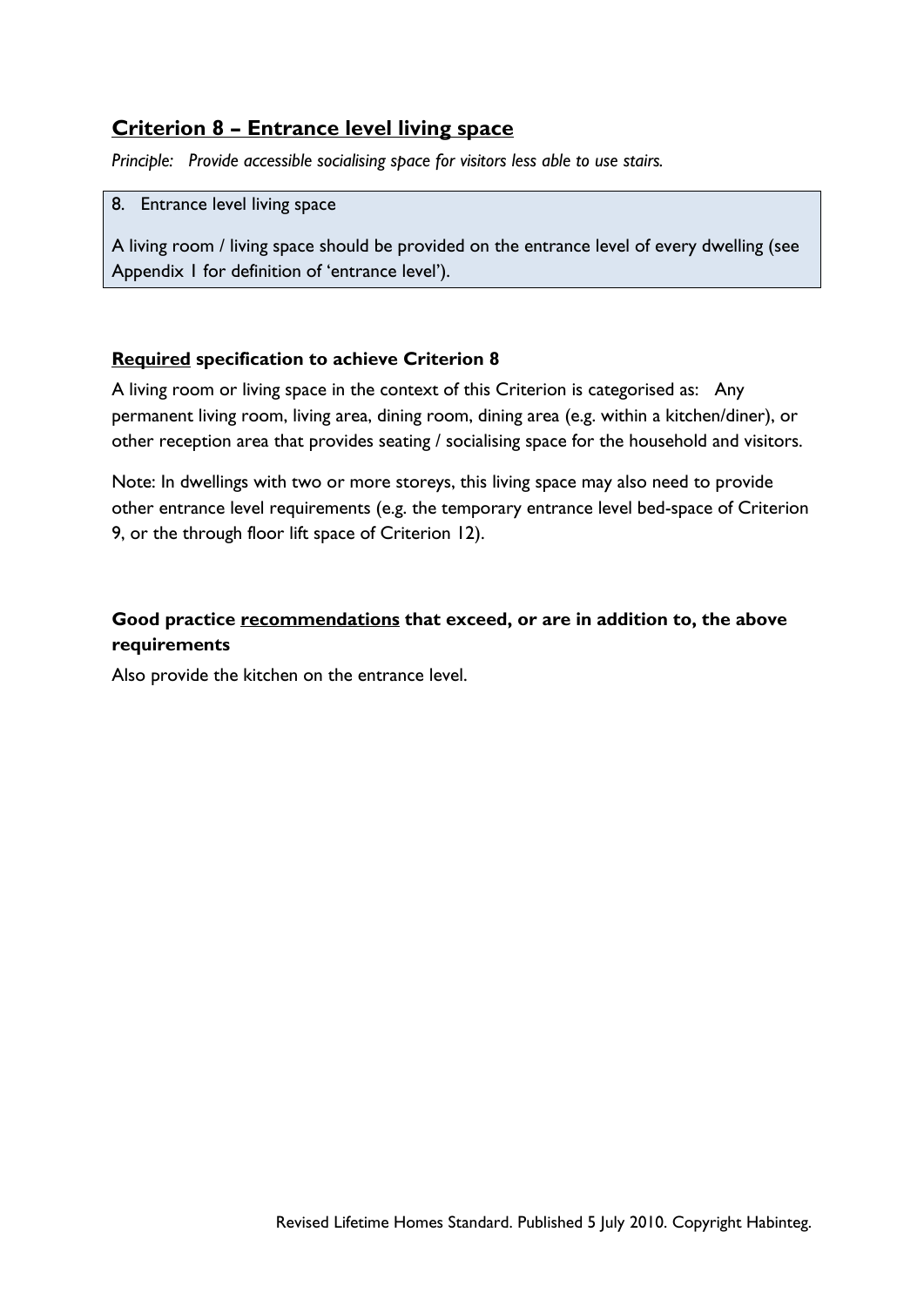## Criterion 8 – Entrance level living space

*Principle: Provide accessible socialising space for visitors less able to use stairs.*

> 8. Entrance level living space
>
> A living room / living space should be provided on the entrance level of every dwelling (see Appendix 1 for definition of 'entrance level').

### Required specification to achieve Criterion 8

A living room or living space in the context of this Criterion is categorised as: Any permanent living room, living area, dining room, dining area (e.g. within a kitchen/diner), or other reception area that provides seating / socialising space for the household and visitors.

Note: In dwellings with two or more storeys, this living space may also need to provide other entrance level requirements (e.g. the temporary entrance level bed-space of Criterion 9, or the through floor lift space of Criterion 12).

### Good practice recommendations that exceed, or are in addition to, the above requirements

Also provide the kitchen on the entrance level.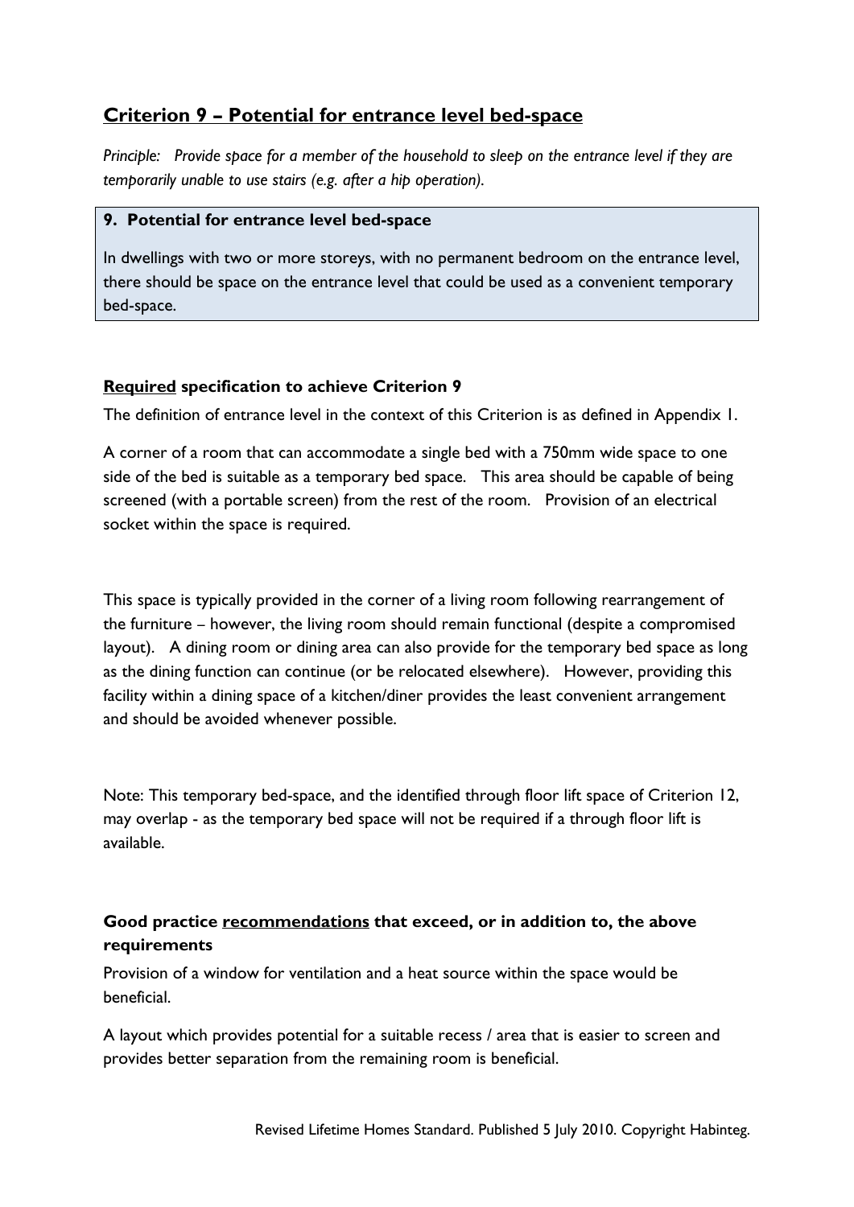## Criterion 9 – Potential for entrance level bed-space

*Principle: Provide space for a member of the household to sleep on the entrance level if they are temporarily unable to use stairs (e.g. after a hip operation).*

> **9. Potential for entrance level bed-space**
>
> In dwellings with two or more storeys, with no permanent bedroom on the entrance level, there should be space on the entrance level that could be used as a convenient temporary bed-space.

### **Required** specification to achieve Criterion 9

The definition of entrance level in the context of this Criterion is as defined in Appendix 1.

A corner of a room that can accommodate a single bed with a 750mm wide space to one side of the bed is suitable as a temporary bed space. This area should be capable of being screened (with a portable screen) from the rest of the room. Provision of an electrical socket within the space is required.

This space is typically provided in the corner of a living room following rearrangement of the furniture – however, the living room should remain functional (despite a compromised layout). A dining room or dining area can also provide for the temporary bed space as long as the dining function can continue (or be relocated elsewhere). However, providing this facility within a dining space of a kitchen/diner provides the least convenient arrangement and should be avoided whenever possible.

Note: This temporary bed-space, and the identified through floor lift space of Criterion 12, may overlap - as the temporary bed space will not be required if a through floor lift is available.

### Good practice recommendations that exceed, or in addition to, the above requirements

Provision of a window for ventilation and a heat source within the space would be beneficial.

A layout which provides potential for a suitable recess / area that is easier to screen and provides better separation from the remaining room is beneficial.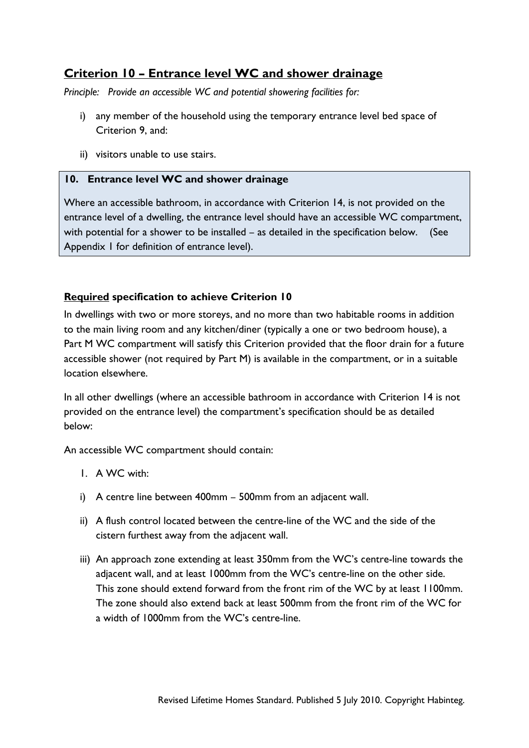## Criterion 10 – Entrance level WC and shower drainage

*Principle: Provide an accessible WC and potential showering facilities for:*

i) any member of the household using the temporary entrance level bed space of Criterion 9, and:

ii) visitors unable to use stairs.

**10. Entrance level WC and shower drainage**

Where an accessible bathroom, in accordance with Criterion 14, is not provided on the entrance level of a dwelling, the entrance level should have an accessible WC compartment, with potential for a shower to be installed – as detailed in the specification below. (See Appendix 1 for definition of entrance level).

**Required specification to achieve Criterion 10**

In dwellings with two or more storeys, and no more than two habitable rooms in addition to the main living room and any kitchen/diner (typically a one or two bedroom house), a Part M WC compartment will satisfy this Criterion provided that the floor drain for a future accessible shower (not required by Part M) is available in the compartment, or in a suitable location elsewhere.

In all other dwellings (where an accessible bathroom in accordance with Criterion 14 is not provided on the entrance level) the compartment's specification should be as detailed below:

An accessible WC compartment should contain:

1. A WC with:

i) A centre line between 400mm – 500mm from an adjacent wall.

ii) A flush control located between the centre-line of the WC and the side of the cistern furthest away from the adjacent wall.

iii) An approach zone extending at least 350mm from the WC's centre-line towards the adjacent wall, and at least 1000mm from the WC's centre-line on the other side. This zone should extend forward from the front rim of the WC by at least 1100mm. The zone should also extend back at least 500mm from the front rim of the WC for a width of 1000mm from the WC's centre-line.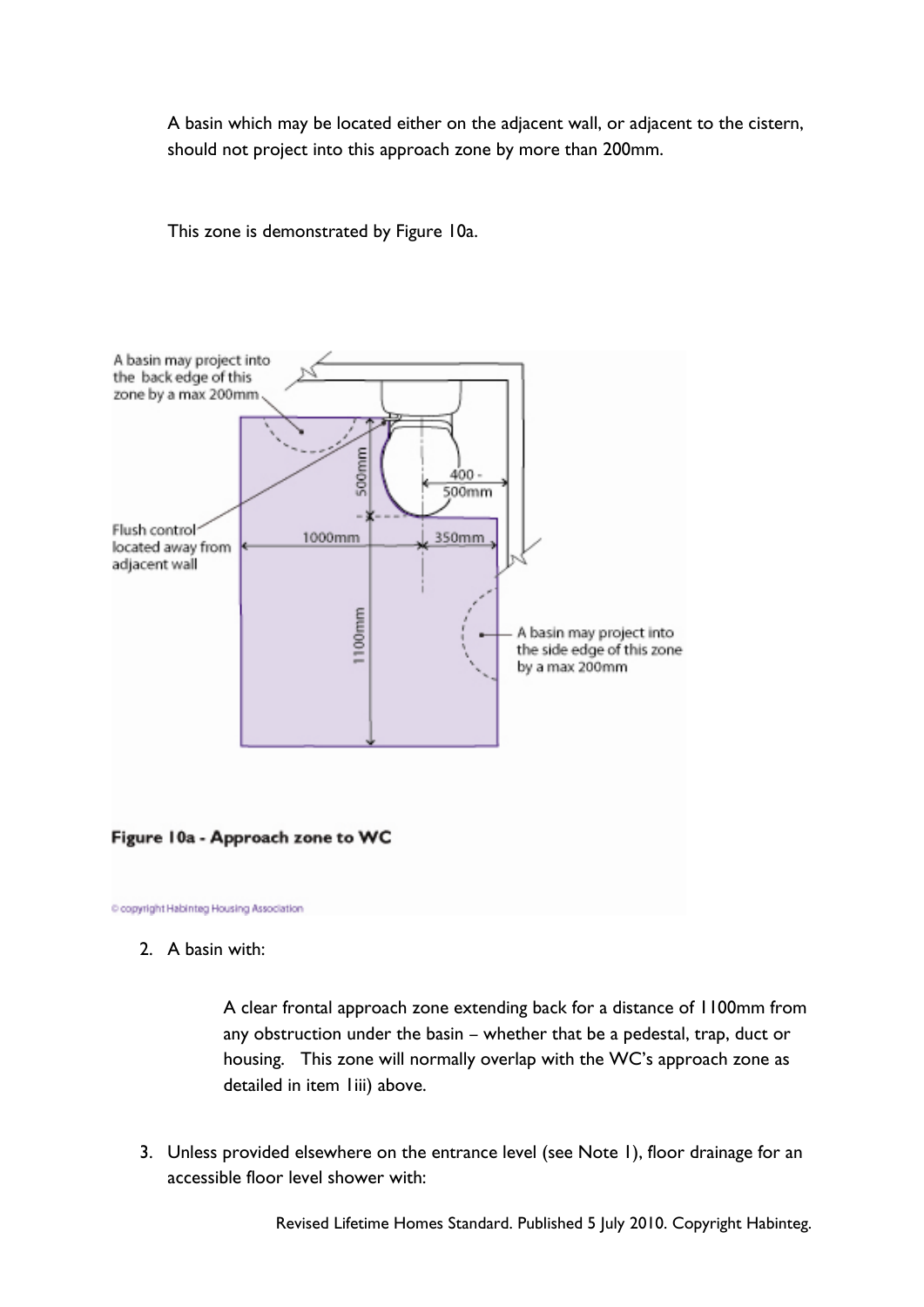A basin which may be located either on the adjacent wall, or adjacent to the cistern, should not project into this approach zone by more than 200mm.

This zone is demonstrated by Figure 10a.

A basin may project into the back edge of this zone by a max 200mm

Flush control located away from adjacent wall

500mm

400 - 500mm

1000mm

350mm

1100mm

A basin may project into the side edge of this zone by a max 200mm

**Figure 10a - Approach zone to WC**

© copyright Habinteg Housing Association

2. A basin with:

   A clear frontal approach zone extending back for a distance of 1100mm from any obstruction under the basin – whether that be a pedestal, trap, duct or housing. This zone will normally overlap with the WC's approach zone as detailed in item 1iii) above.

3. Unless provided elsewhere on the entrance level (see Note 1), floor drainage for an accessible floor level shower with: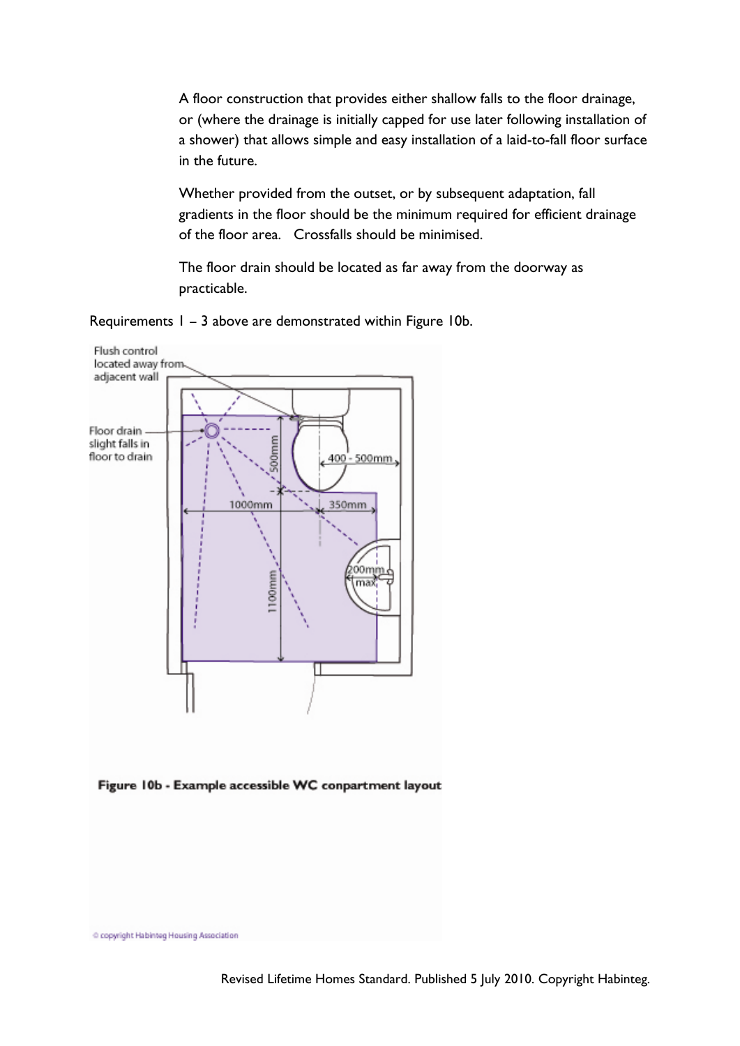A floor construction that provides either shallow falls to the floor drainage, or (where the drainage is initially capped for use later following installation of a shower) that allows simple and easy installation of a laid-to-fall floor surface in the future.

Whether provided from the outset, or by subsequent adaptation, fall gradients in the floor should be the minimum required for efficient drainage of the floor area. Crossfalls should be minimised.

The floor drain should be located as far away from the doorway as practicable.

Requirements 1 – 3 above are demonstrated within Figure 10b.

**Figure 10b - Example accessible WC conpartment layout**

© copyright Habinteg Housing Association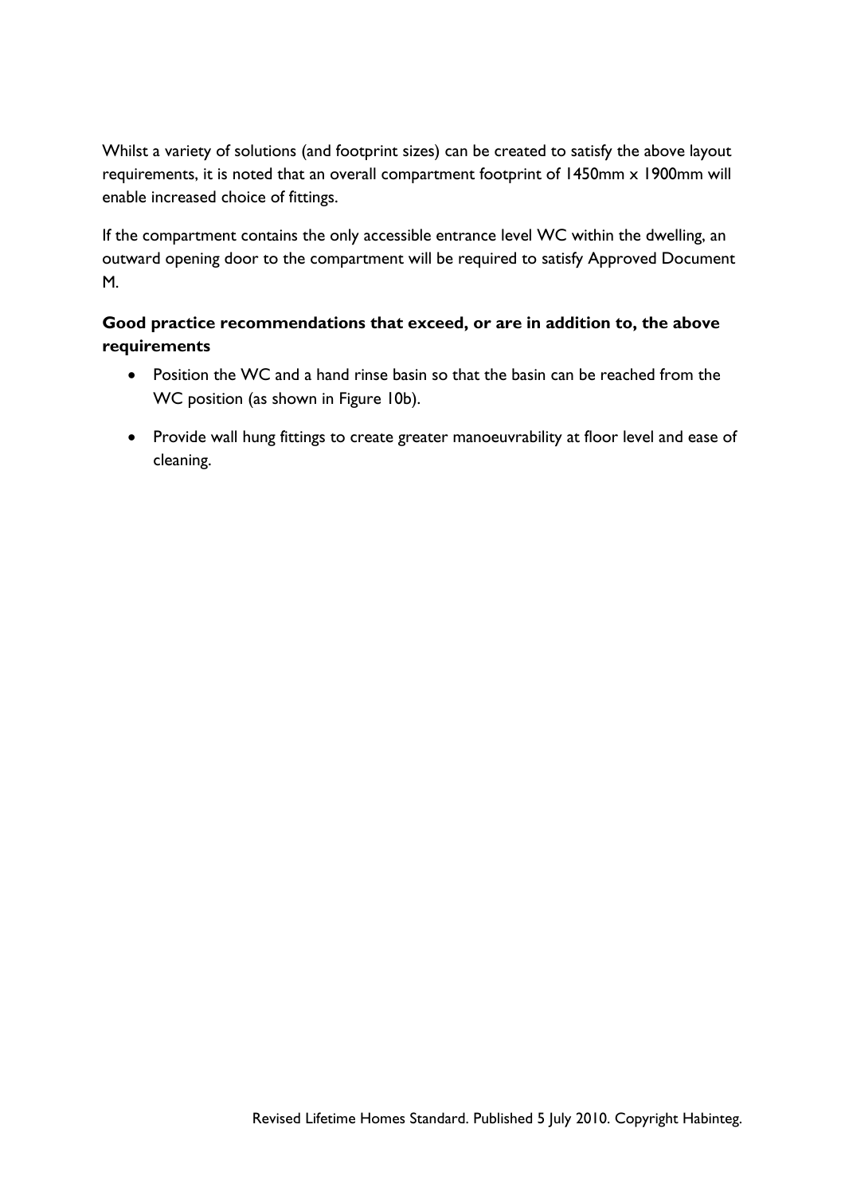Whilst a variety of solutions (and footprint sizes) can be created to satisfy the above layout requirements, it is noted that an overall compartment footprint of 1450mm x 1900mm will enable increased choice of fittings.

If the compartment contains the only accessible entrance level WC within the dwelling, an outward opening door to the compartment will be required to satisfy Approved Document M.

**Good practice recommendations that exceed, or are in addition to, the above requirements**

- Position the WC and a hand rinse basin so that the basin can be reached from the WC position (as shown in Figure 10b).
- Provide wall hung fittings to create greater manoeuvrability at floor level and ease of cleaning.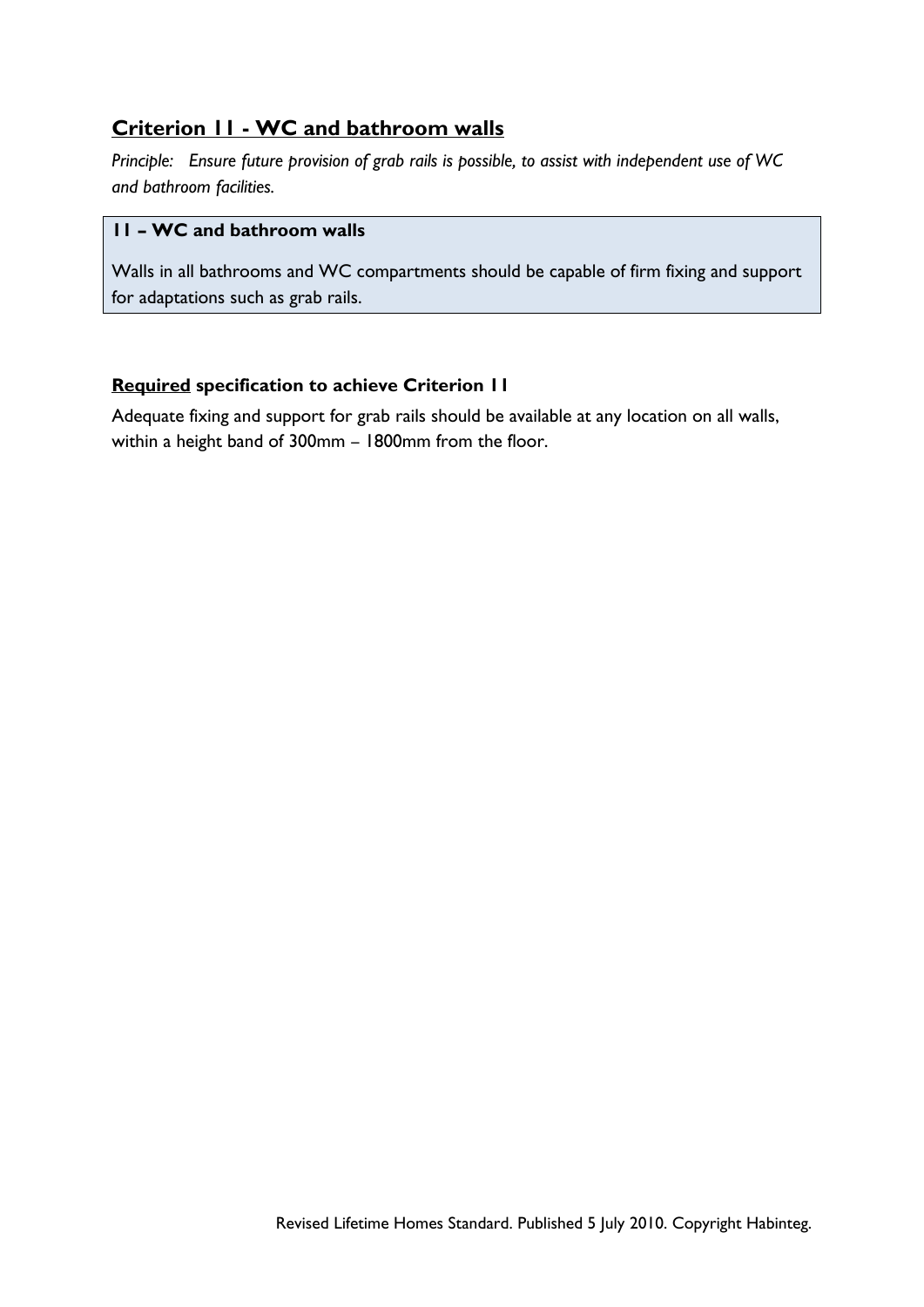## Criterion 11 - WC and bathroom walls

*Principle: Ensure future provision of grab rails is possible, to assist with independent use of WC and bathroom facilities.*

**11 – WC and bathroom walls**

Walls in all bathrooms and WC compartments should be capable of firm fixing and support for adaptations such as grab rails.

### **Required** specification to achieve Criterion 11

Adequate fixing and support for grab rails should be available at any location on all walls, within a height band of 300mm – 1800mm from the floor.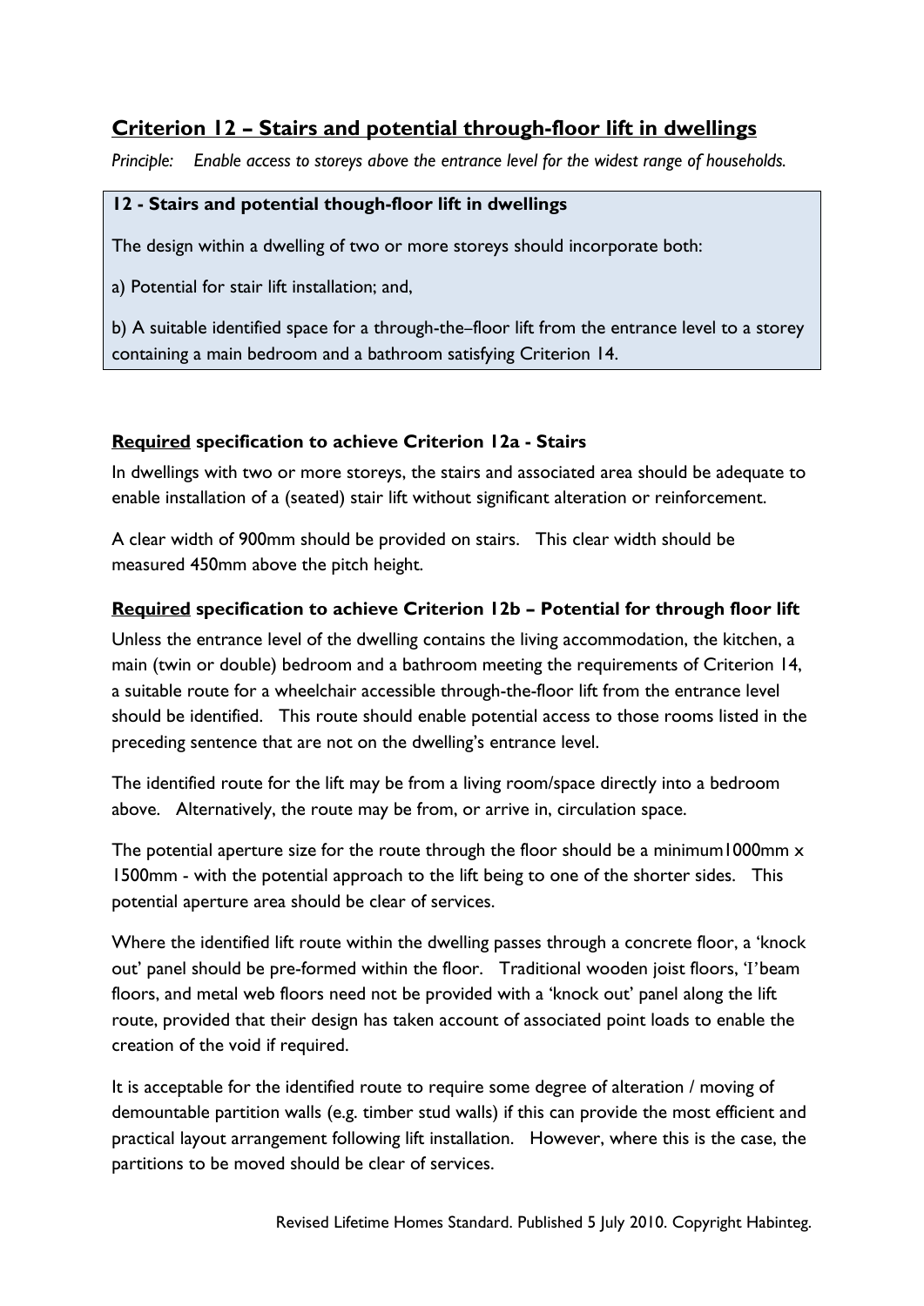## Criterion 12 – Stairs and potential through-floor lift in dwellings

*Principle: Enable access to storeys above the entrance level for the widest range of households.*

**12 - Stairs and potential though-floor lift in dwellings**

The design within a dwelling of two or more storeys should incorporate both:

a) Potential for stair lift installation; and,

b) A suitable identified space for a through-the–floor lift from the entrance level to a storey containing a main bedroom and a bathroom satisfying Criterion 14.

### Required specification to achieve Criterion 12a - Stairs

In dwellings with two or more storeys, the stairs and associated area should be adequate to enable installation of a (seated) stair lift without significant alteration or reinforcement.

A clear width of 900mm should be provided on stairs. This clear width should be measured 450mm above the pitch height.

### Required specification to achieve Criterion 12b – Potential for through floor lift

Unless the entrance level of the dwelling contains the living accommodation, the kitchen, a main (twin or double) bedroom and a bathroom meeting the requirements of Criterion 14, a suitable route for a wheelchair accessible through-the-floor lift from the entrance level should be identified. This route should enable potential access to those rooms listed in the preceding sentence that are not on the dwelling's entrance level.

The identified route for the lift may be from a living room/space directly into a bedroom above. Alternatively, the route may be from, or arrive in, circulation space.

The potential aperture size for the route through the floor should be a minimum1000mm x 1500mm - with the potential approach to the lift being to one of the shorter sides. This potential aperture area should be clear of services.

Where the identified lift route within the dwelling passes through a concrete floor, a 'knock out' panel should be pre-formed within the floor. Traditional wooden joist floors, 'I'beam floors, and metal web floors need not be provided with a 'knock out' panel along the lift route, provided that their design has taken account of associated point loads to enable the creation of the void if required.

It is acceptable for the identified route to require some degree of alteration / moving of demountable partition walls (e.g. timber stud walls) if this can provide the most efficient and practical layout arrangement following lift installation. However, where this is the case, the partitions to be moved should be clear of services.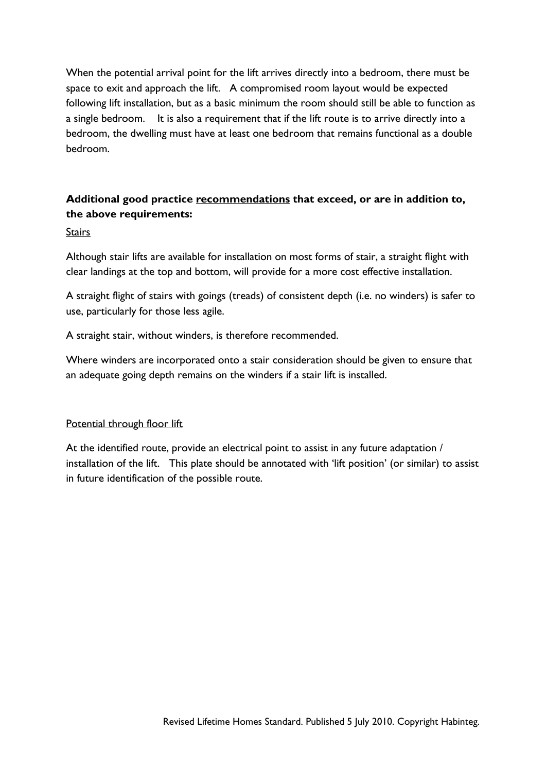When the potential arrival point for the lift arrives directly into a bedroom, there must be space to exit and approach the lift. A compromised room layout would be expected following lift installation, but as a basic minimum the room should still be able to function as a single bedroom. It is also a requirement that if the lift route is to arrive directly into a bedroom, the dwelling must have at least one bedroom that remains functional as a double bedroom.

**Additional good practice recommendations that exceed, or are in addition to, the above requirements:**

Stairs

Although stair lifts are available for installation on most forms of stair, a straight flight with clear landings at the top and bottom, will provide for a more cost effective installation.

A straight flight of stairs with goings (treads) of consistent depth (i.e. no winders) is safer to use, particularly for those less agile.

A straight stair, without winders, is therefore recommended.

Where winders are incorporated onto a stair consideration should be given to ensure that an adequate going depth remains on the winders if a stair lift is installed.

Potential through floor lift

At the identified route, provide an electrical point to assist in any future adaptation / installation of the lift. This plate should be annotated with 'lift position' (or similar) to assist in future identification of the possible route.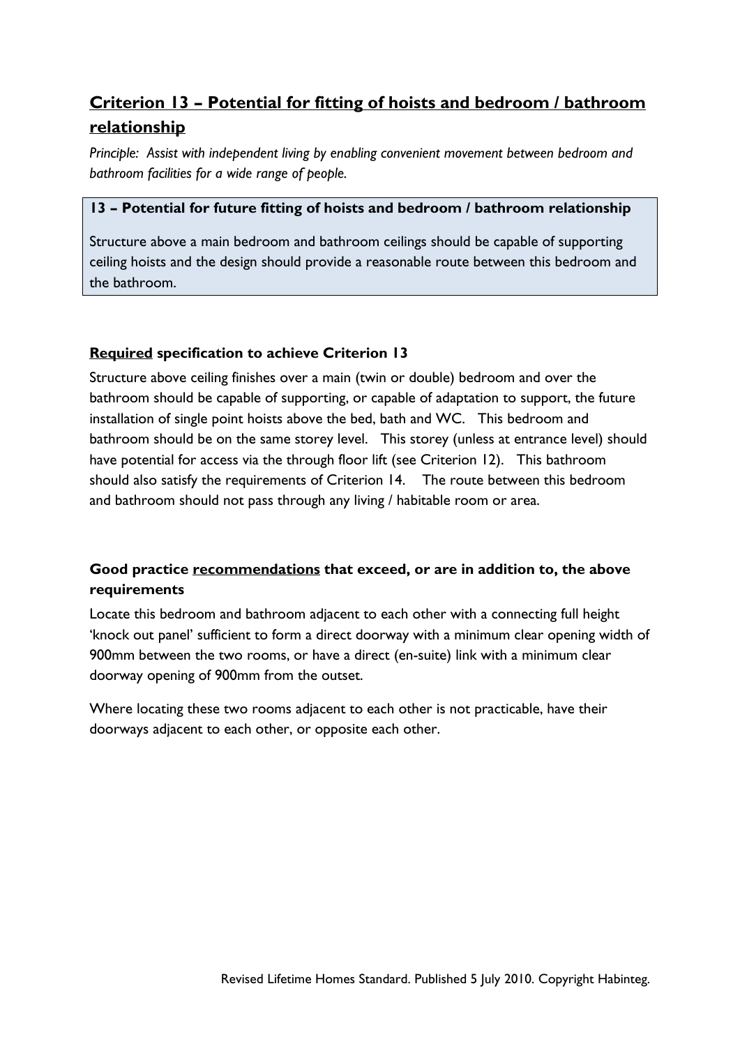## Criterion 13 – Potential for fitting of hoists and bedroom / bathroom relationship

*Principle: Assist with independent living by enabling convenient movement between bedroom and bathroom facilities for a wide range of people.*

**13 – Potential for future fitting of hoists and bedroom / bathroom relationship**

Structure above a main bedroom and bathroom ceilings should be capable of supporting ceiling hoists and the design should provide a reasonable route between this bedroom and the bathroom.

### Required specification to achieve Criterion 13

Structure above ceiling finishes over a main (twin or double) bedroom and over the bathroom should be capable of supporting, or capable of adaptation to support, the future installation of single point hoists above the bed, bath and WC. This bedroom and bathroom should be on the same storey level. This storey (unless at entrance level) should have potential for access via the through floor lift (see Criterion 12). This bathroom should also satisfy the requirements of Criterion 14. The route between this bedroom and bathroom should not pass through any living / habitable room or area.

### Good practice recommendations that exceed, or are in addition to, the above requirements

Locate this bedroom and bathroom adjacent to each other with a connecting full height 'knock out panel' sufficient to form a direct doorway with a minimum clear opening width of 900mm between the two rooms, or have a direct (en-suite) link with a minimum clear doorway opening of 900mm from the outset.

Where locating these two rooms adjacent to each other is not practicable, have their doorways adjacent to each other, or opposite each other.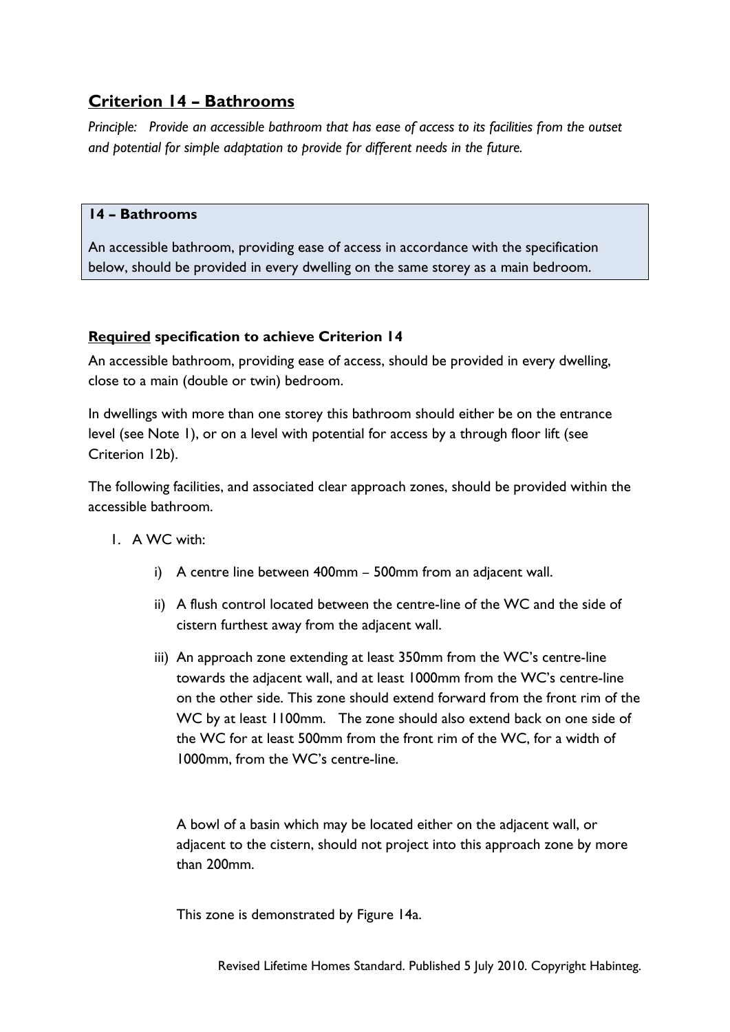## Criterion 14 – Bathrooms

*Principle: Provide an accessible bathroom that has ease of access to its facilities from the outset and potential for simple adaptation to provide for different needs in the future.*

**14 – Bathrooms**

An accessible bathroom, providing ease of access in accordance with the specification below, should be provided in every dwelling on the same storey as a main bedroom.

### **Required** specification to achieve Criterion 14

An accessible bathroom, providing ease of access, should be provided in every dwelling, close to a main (double or twin) bedroom.

In dwellings with more than one storey this bathroom should either be on the entrance level (see Note 1), or on a level with potential for access by a through floor lift (see Criterion 12b).

The following facilities, and associated clear approach zones, should be provided within the accessible bathroom.

1. A WC with:

   i) A centre line between 400mm – 500mm from an adjacent wall.

   ii) A flush control located between the centre-line of the WC and the side of cistern furthest away from the adjacent wall.

   iii) An approach zone extending at least 350mm from the WC's centre-line towards the adjacent wall, and at least 1000mm from the WC's centre-line on the other side. This zone should extend forward from the front rim of the WC by at least 1100mm. The zone should also extend back on one side of the WC for at least 500mm from the front rim of the WC, for a width of 1000mm, from the WC's centre-line.

   A bowl of a basin which may be located either on the adjacent wall, or adjacent to the cistern, should not project into this approach zone by more than 200mm.

   This zone is demonstrated by Figure 14a.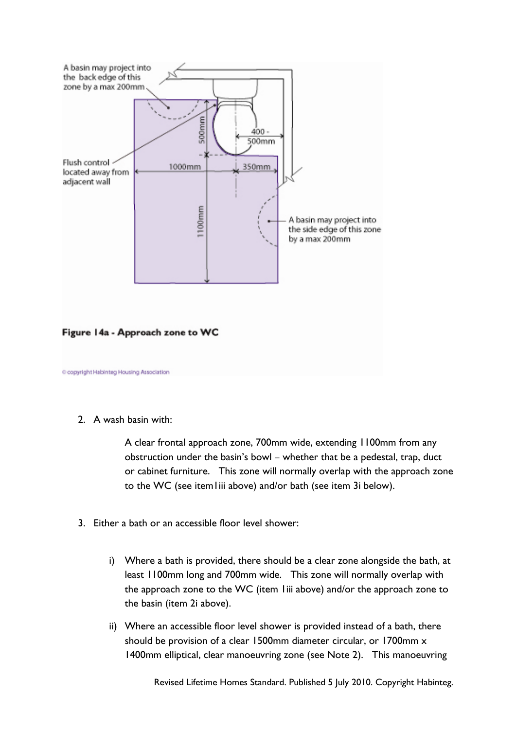A basin may project into the back edge of this zone by a max 200mm

Flush control located away from adjacent wall

500mm

400 - 500mm

1000mm

350mm

1100mm

A basin may project into the side edge of this zone by a max 200mm

**Figure 14a - Approach zone to WC**

© copyright Habinteg Housing Association

2. A wash basin with:

   A clear frontal approach zone, 700mm wide, extending 1100mm from any obstruction under the basin's bowl – whether that be a pedestal, trap, duct or cabinet furniture. This zone will normally overlap with the approach zone to the WC (see item1iii above) and/or bath (see item 3i below).

3. Either a bath or an accessible floor level shower:

   i) Where a bath is provided, there should be a clear zone alongside the bath, at least 1100mm long and 700mm wide. This zone will normally overlap with the approach zone to the WC (item 1iii above) and/or the approach zone to the basin (item 2i above).

   ii) Where an accessible floor level shower is provided instead of a bath, there should be provision of a clear 1500mm diameter circular, or 1700mm x 1400mm elliptical, clear manoeuvring zone (see Note 2). This manoeuvring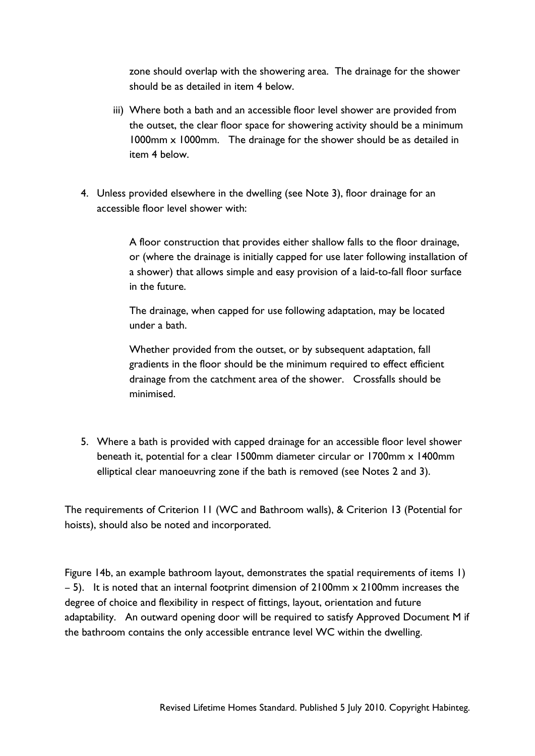zone should overlap with the showering area. The drainage for the shower should be as detailed in item 4 below.

iii) Where both a bath and an accessible floor level shower are provided from the outset, the clear floor space for showering activity should be a minimum 1000mm x 1000mm. The drainage for the shower should be as detailed in item 4 below.

4. Unless provided elsewhere in the dwelling (see Note 3), floor drainage for an accessible floor level shower with:

   A floor construction that provides either shallow falls to the floor drainage, or (where the drainage is initially capped for use later following installation of a shower) that allows simple and easy provision of a laid-to-fall floor surface in the future.

   The drainage, when capped for use following adaptation, may be located under a bath.

   Whether provided from the outset, or by subsequent adaptation, fall gradients in the floor should be the minimum required to effect efficient drainage from the catchment area of the shower. Crossfalls should be minimised.

5. Where a bath is provided with capped drainage for an accessible floor level shower beneath it, potential for a clear 1500mm diameter circular or 1700mm x 1400mm elliptical clear manoeuvring zone if the bath is removed (see Notes 2 and 3).

The requirements of Criterion 11 (WC and Bathroom walls), & Criterion 13 (Potential for hoists), should also be noted and incorporated.

Figure 14b, an example bathroom layout, demonstrates the spatial requirements of items 1) – 5). It is noted that an internal footprint dimension of 2100mm x 2100mm increases the degree of choice and flexibility in respect of fittings, layout, orientation and future adaptability. An outward opening door will be required to satisfy Approved Document M if the bathroom contains the only accessible entrance level WC within the dwelling.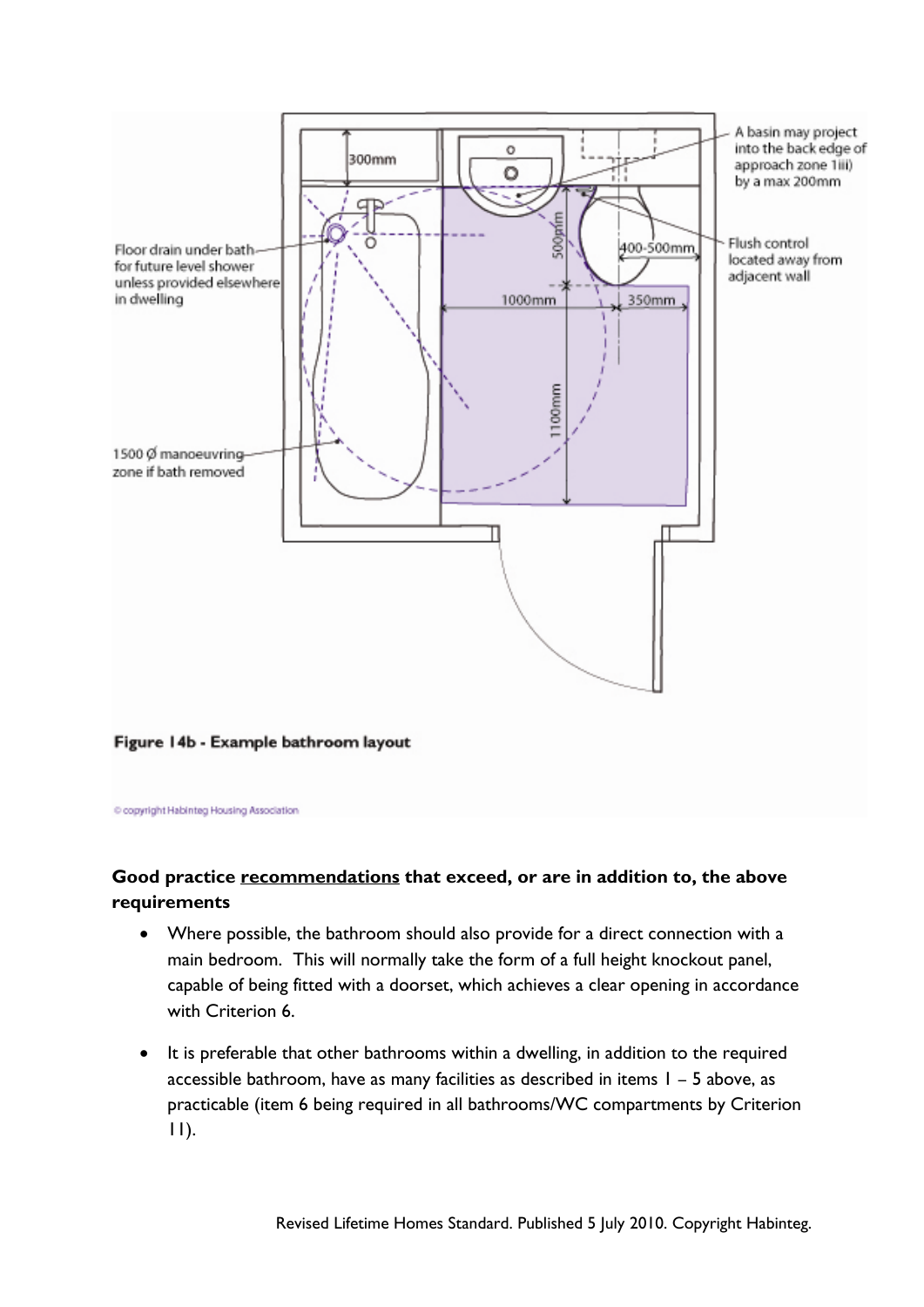Figure 14b - Example bathroom layout

© copyright Habinteg Housing Association

**Good practice <u>recommendations</u> that exceed, or are in addition to, the above requirements**

- Where possible, the bathroom should also provide for a direct connection with a main bedroom. This will normally take the form of a full height knockout panel, capable of being fitted with a doorset, which achieves a clear opening in accordance with Criterion 6.
- It is preferable that other bathrooms within a dwelling, in addition to the required accessible bathroom, have as many facilities as described in items 1 – 5 above, as practicable (item 6 being required in all bathrooms/WC compartments by Criterion 11).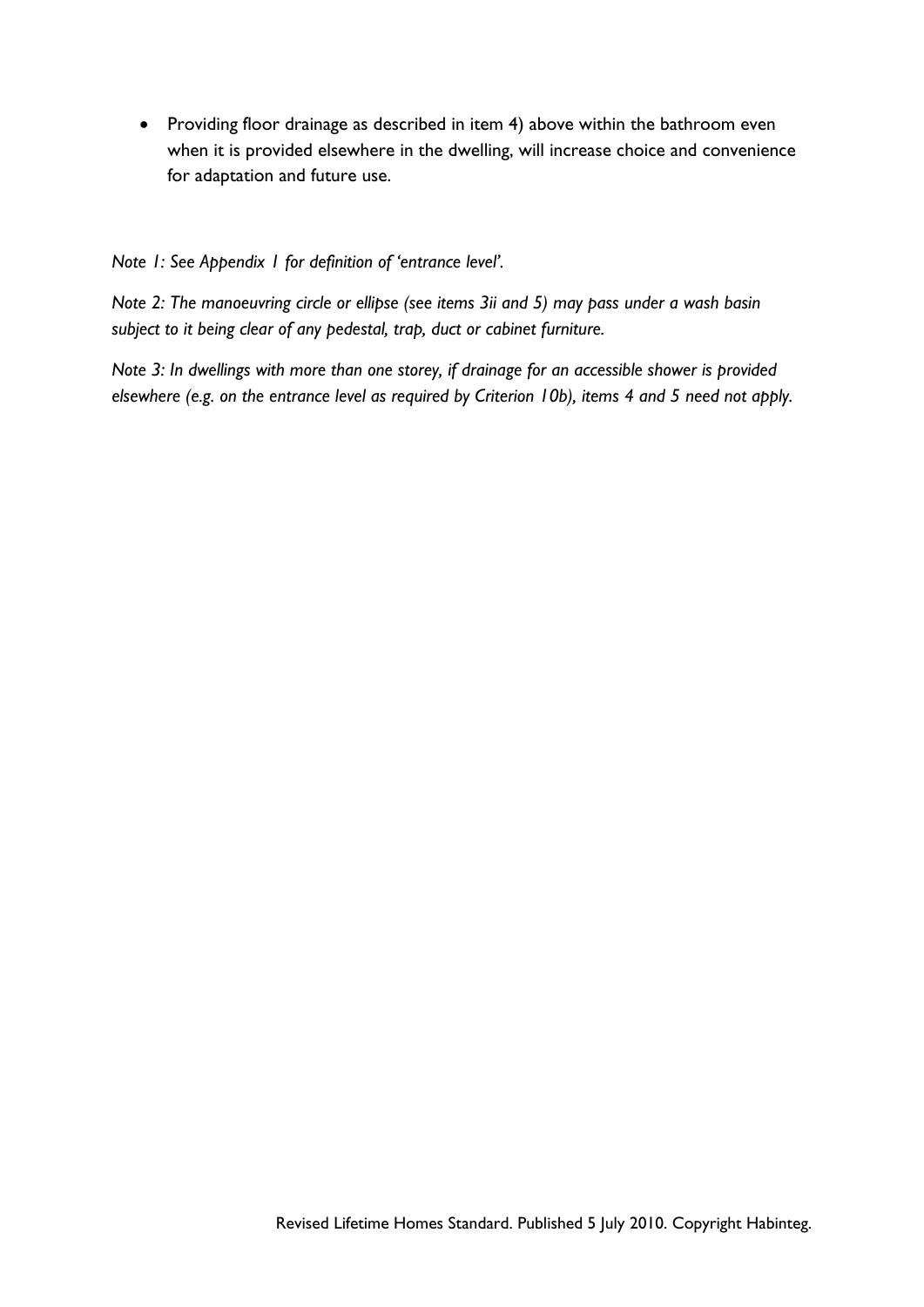- Providing floor drainage as described in item 4) above within the bathroom even when it is provided elsewhere in the dwelling, will increase choice and convenience for adaptation and future use.

*Note 1: See Appendix 1 for definition of 'entrance level'.*

*Note 2: The manoeuvring circle or ellipse (see items 3ii and 5) may pass under a wash basin subject to it being clear of any pedestal, trap, duct or cabinet furniture.*

*Note 3: In dwellings with more than one storey, if drainage for an accessible shower is provided elsewhere (e.g. on the entrance level as required by Criterion 10b), items 4 and 5 need not apply.*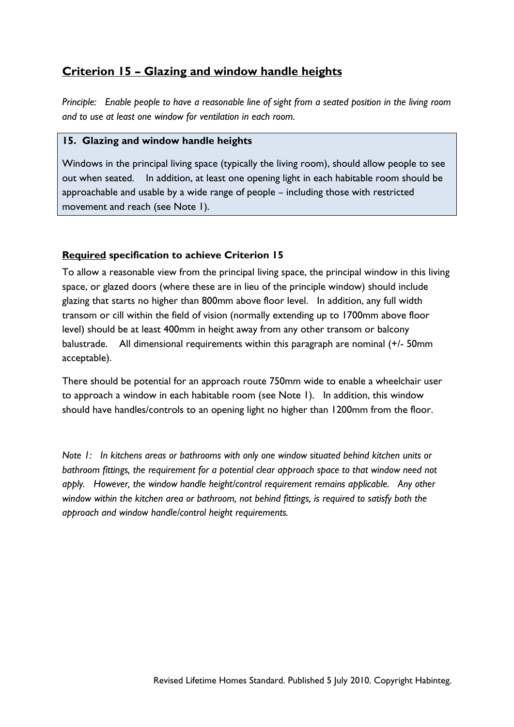## Criterion 15 – Glazing and window handle heights

*Principle: Enable people to have a reasonable line of sight from a seated position in the living room and to use at least one window for ventilation in each room.*

> **15. Glazing and window handle heights**
>
> Windows in the principal living space (typically the living room), should allow people to see out when seated. In addition, at least one opening light in each habitable room should be approachable and usable by a wide range of people – including those with restricted movement and reach (see Note 1).

### Required specification to achieve Criterion 15

To allow a reasonable view from the principal living space, the principal window in this living space, or glazed doors (where these are in lieu of the principle window) should include glazing that starts no higher than 800mm above floor level. In addition, any full width transom or cill within the field of vision (normally extending up to 1700mm above floor level) should be at least 400mm in height away from any other transom or balcony balustrade. All dimensional requirements within this paragraph are nominal (+/- 50mm acceptable).

There should be potential for an approach route 750mm wide to enable a wheelchair user to approach a window in each habitable room (see Note 1). In addition, this window should have handles/controls to an opening light no higher than 1200mm from the floor.

*Note 1: In kitchens areas or bathrooms with only one window situated behind kitchen units or bathroom fittings, the requirement for a potential clear approach space to that window need not apply. However, the window handle height/control requirement remains applicable. Any other window within the kitchen area or bathroom, not behind fittings, is required to satisfy both the approach and window handle/control height requirements.*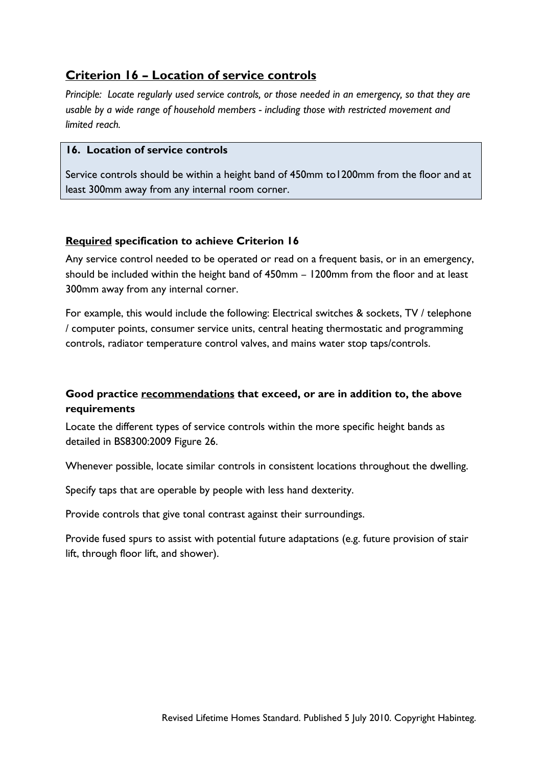## Criterion 16 – Location of service controls

*Principle: Locate regularly used service controls, or those needed in an emergency, so that they are usable by a wide range of household members - including those with restricted movement and limited reach.*

**16. Location of service controls**

Service controls should be within a height band of 450mm to1200mm from the floor and at least 300mm away from any internal room corner.

### Required specification to achieve Criterion 16

Any service control needed to be operated or read on a frequent basis, or in an emergency, should be included within the height band of 450mm – 1200mm from the floor and at least 300mm away from any internal corner.

For example, this would include the following: Electrical switches & sockets, TV / telephone / computer points, consumer service units, central heating thermostatic and programming controls, radiator temperature control valves, and mains water stop taps/controls.

### Good practice recommendations that exceed, or are in addition to, the above requirements

Locate the different types of service controls within the more specific height bands as detailed in BS8300:2009 Figure 26.

Whenever possible, locate similar controls in consistent locations throughout the dwelling.

Specify taps that are operable by people with less hand dexterity.

Provide controls that give tonal contrast against their surroundings.

Provide fused spurs to assist with potential future adaptations (e.g. future provision of stair lift, through floor lift, and shower).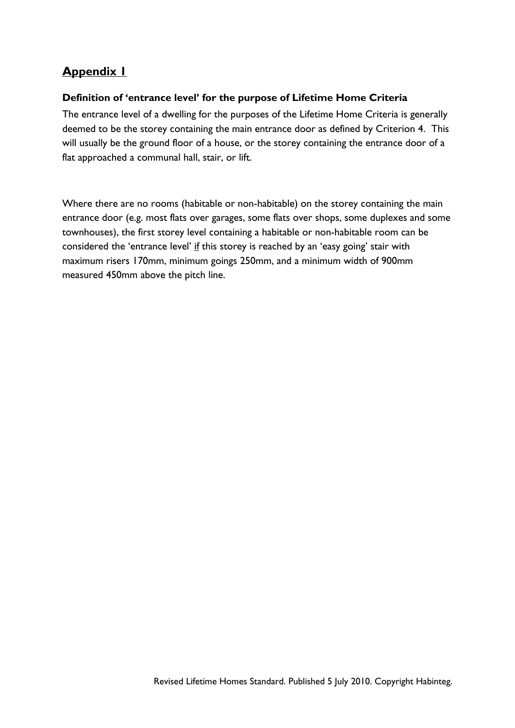## Appendix 1

**Definition of 'entrance level' for the purpose of Lifetime Home Criteria**

The entrance level of a dwelling for the purposes of the Lifetime Home Criteria is generally deemed to be the storey containing the main entrance door as defined by Criterion 4. This will usually be the ground floor of a house, or the storey containing the entrance door of a flat approached a communal hall, stair, or lift.

Where there are no rooms (habitable or non-habitable) on the storey containing the main entrance door (e.g. most flats over garages, some flats over shops, some duplexes and some townhouses), the first storey level containing a habitable or non-habitable room can be considered the 'entrance level' if this storey is reached by an 'easy going' stair with maximum risers 170mm, minimum goings 250mm, and a minimum width of 900mm measured 450mm above the pitch line.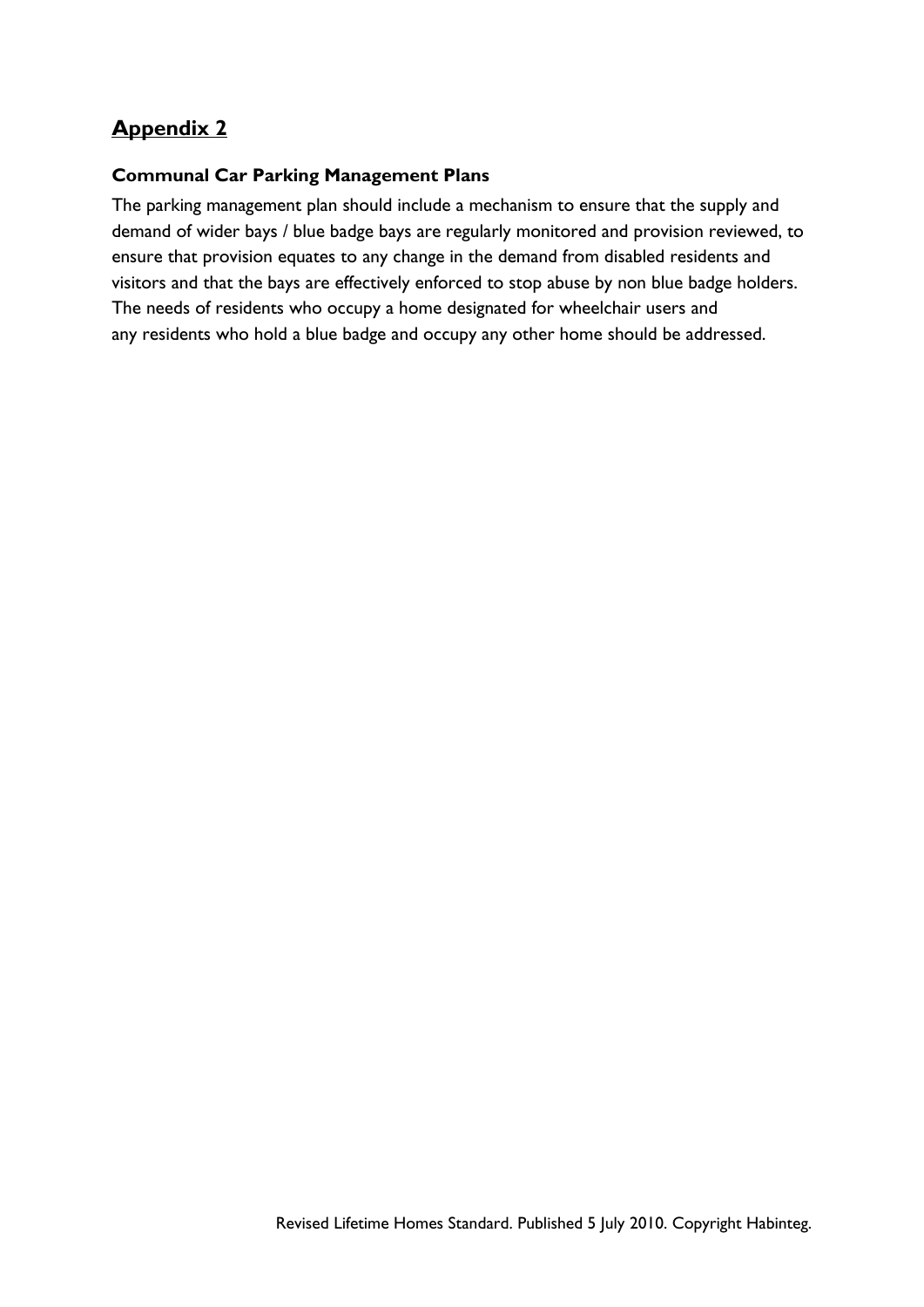## Appendix 2

**Communal Car Parking Management Plans**

The parking management plan should include a mechanism to ensure that the supply and demand of wider bays / blue badge bays are regularly monitored and provision reviewed, to ensure that provision equates to any change in the demand from disabled residents and visitors and that the bays are effectively enforced to stop abuse by non blue badge holders. The needs of residents who occupy a home designated for wheelchair users and any residents who hold a blue badge and occupy any other home should be addressed.